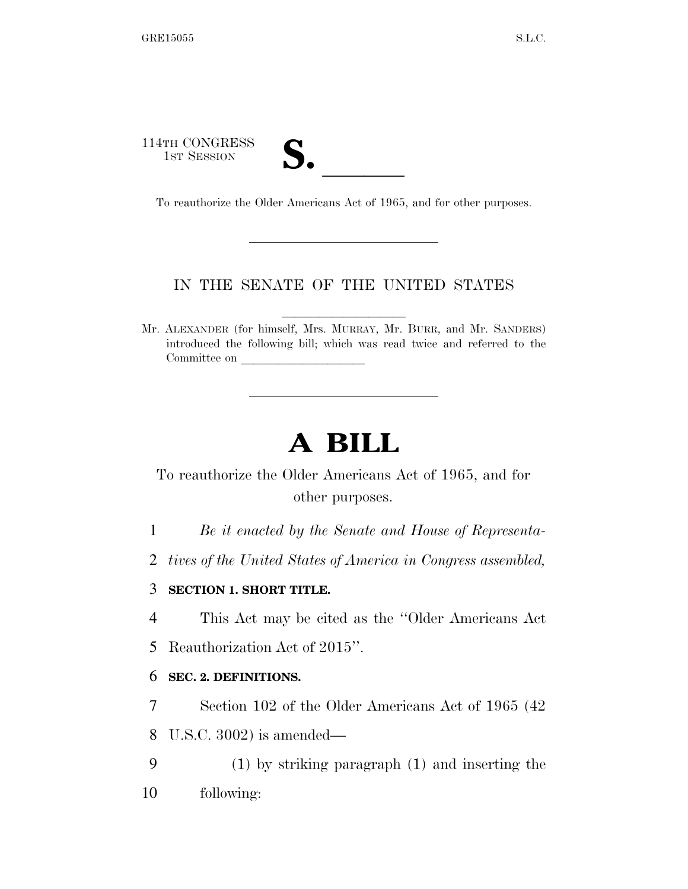114TH CONGRESS
1ST SESSION

**S. \_\_\_\_\_\_**

To reauthorize the Older Americans Act of 1965, and for other purposes.

---

IN THE SENATE OF THE UNITED STATES

Mr. ALEXANDER (for himself, Mrs. MURRAY, Mr. BURR, and Mr. SANDERS) introduced the following bill; which was read twice and referred to the Committee on \_\_\_\_\_\_\_\_\_\_\_\_\_\_\_\_\_\_\_\_

---

# A BILL

To reauthorize the Older Americans Act of 1965, and for other purposes.

1 *Be it enacted by the Senate and House of Representa-*
2 *tives of the United States of America in Congress assembled,*

3 **SECTION 1. SHORT TITLE.**

4 This Act may be cited as the ''Older Americans Act
5 Reauthorization Act of 2015''.

6 **SEC. 2. DEFINITIONS.**

7 Section 102 of the Older Americans Act of 1965 (42
8 U.S.C. 3002) is amended—

9 (1) by striking paragraph (1) and inserting the
10 following: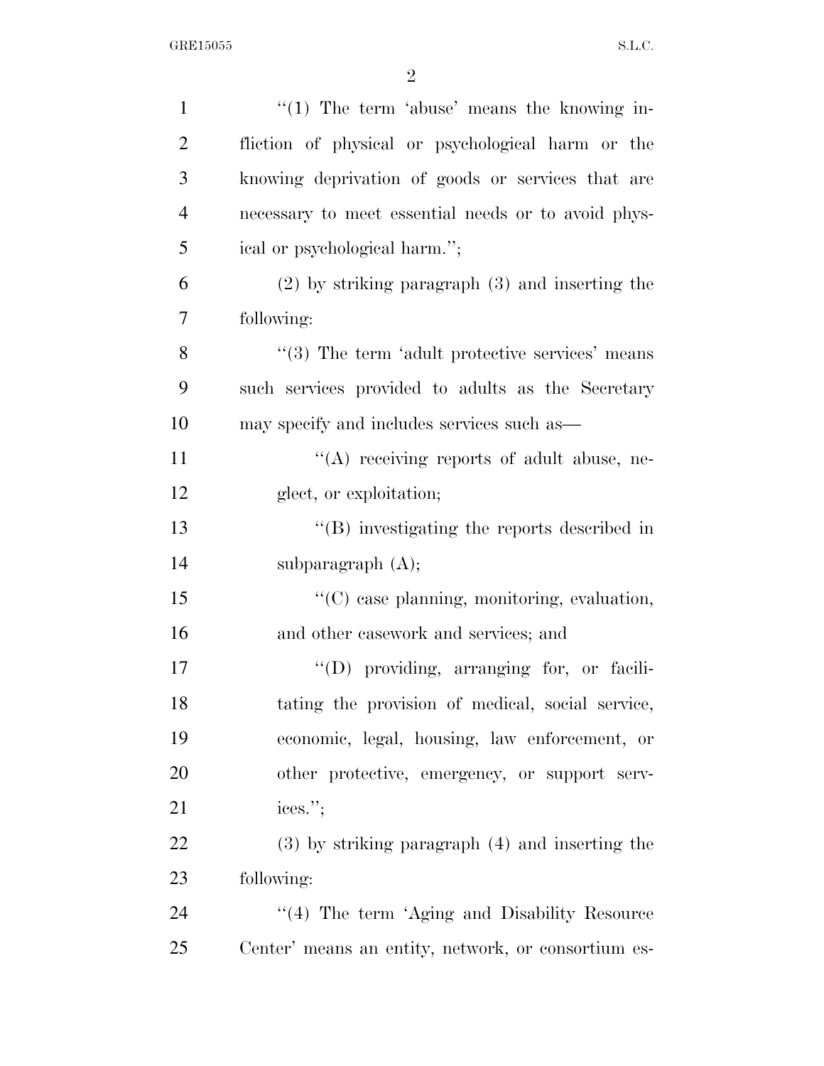"(1) The term 'abuse' means the knowing infliction of physical or psychological harm or the knowing deprivation of goods or services that are necessary to meet essential needs or to avoid physical or psychological harm.";

(2) by striking paragraph (3) and inserting the following:

"(3) The term 'adult protective services' means such services provided to adults as the Secretary may specify and includes services such as—

"(A) receiving reports of adult abuse, neglect, or exploitation;

"(B) investigating the reports described in subparagraph (A);

"(C) case planning, monitoring, evaluation, and other casework and services; and

"(D) providing, arranging for, or facilitating the provision of medical, social service, economic, legal, housing, law enforcement, or other protective, emergency, or support services.";

(3) by striking paragraph (4) and inserting the following:

"(4) The term 'Aging and Disability Resource Center' means an entity, network, or consortium es-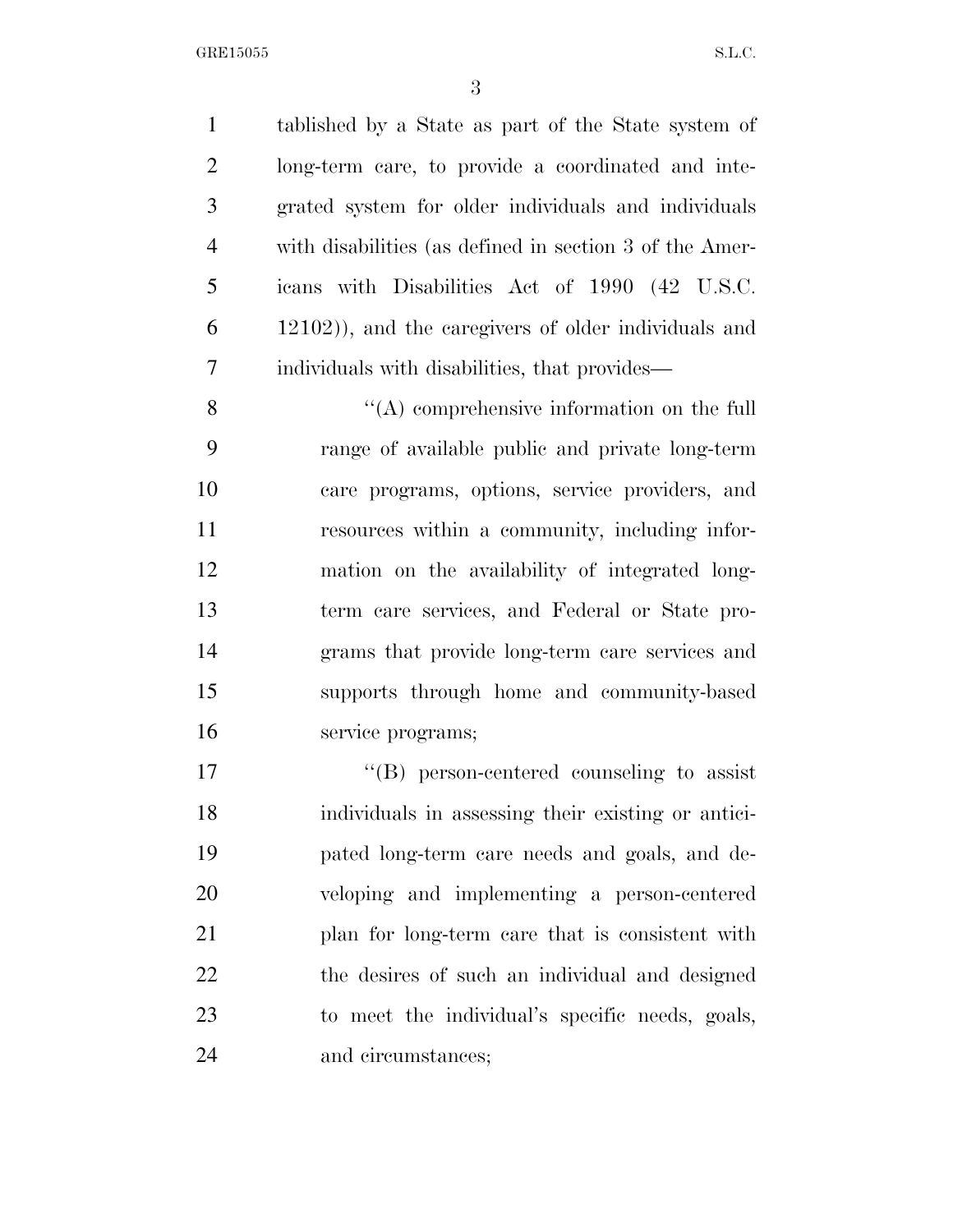tablished by a State as part of the State system of long-term care, to provide a coordinated and integrated system for older individuals and individuals with disabilities (as defined in section 3 of the Americans with Disabilities Act of 1990 (42 U.S.C. 12102)), and the caregivers of older individuals and individuals with disabilities, that provides—

''(A) comprehensive information on the full range of available public and private long-term care programs, options, service providers, and resources within a community, including information on the availability of integrated long-term care services, and Federal or State programs that provide long-term care services and supports through home and community-based service programs;

''(B) person-centered counseling to assist individuals in assessing their existing or anticipated long-term care needs and goals, and developing and implementing a person-centered plan for long-term care that is consistent with the desires of such an individual and designed to meet the individual's specific needs, goals, and circumstances;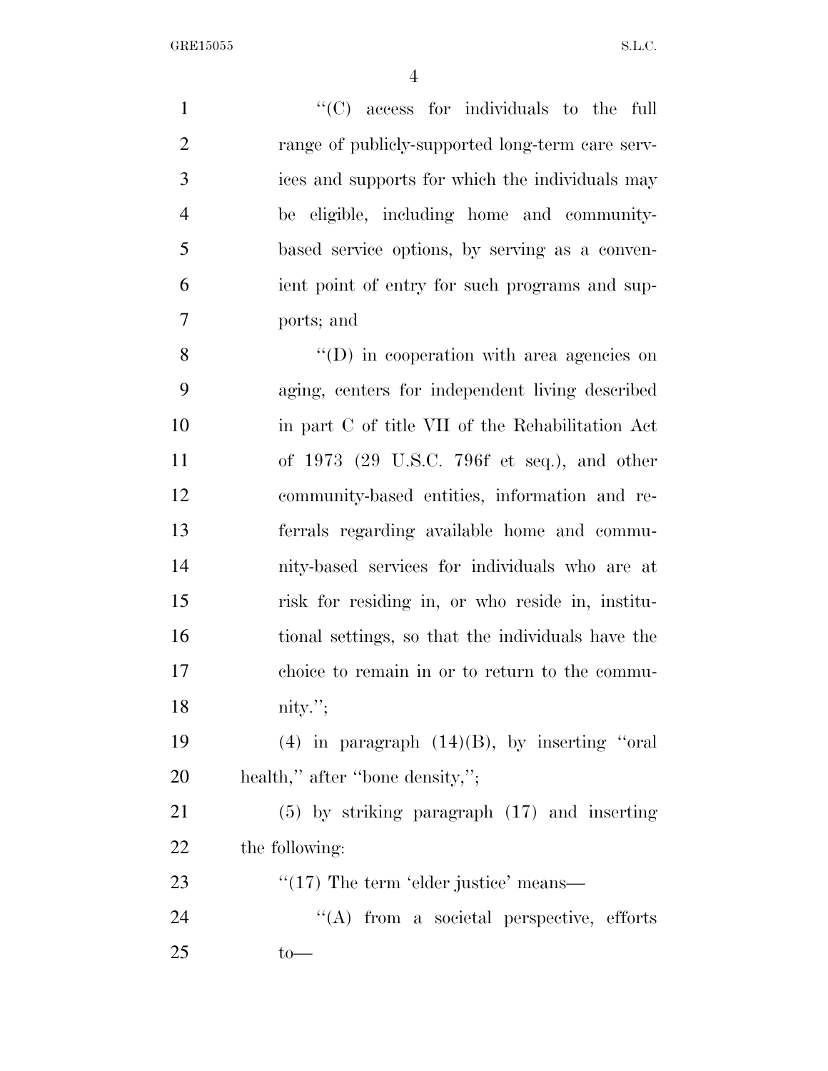"(C) access for individuals to the full range of publicly-supported long-term care services and supports for which the individuals may be eligible, including home and community-based service options, by serving as a convenient point of entry for such programs and supports; and

"(D) in cooperation with area agencies on aging, centers for independent living described in part C of title VII of the Rehabilitation Act of 1973 (29 U.S.C. 796f et seq.), and other community-based entities, information and referrals regarding available home and community-based services for individuals who are at risk for residing in, or who reside in, institutional settings, so that the individuals have the choice to remain in or to return to the community.";

(4) in paragraph (14)(B), by inserting "oral health," after "bone density,";

(5) by striking paragraph (17) and inserting the following:

"(17) The term 'elder justice' means—

"(A) from a societal perspective, efforts to—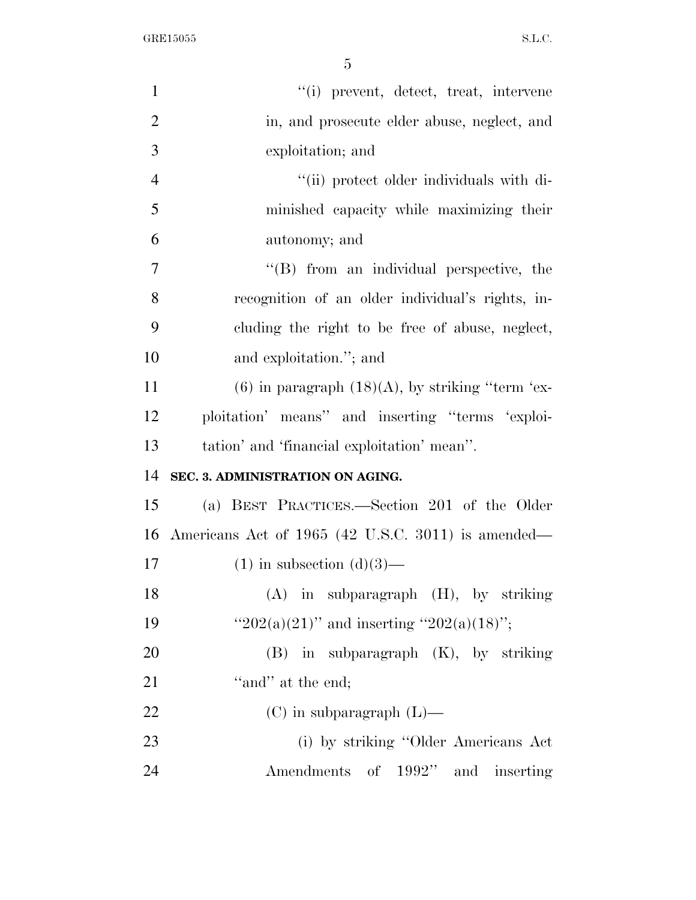"(i) prevent, detect, treat, intervene in, and prosecute elder abuse, neglect, and exploitation; and

"(ii) protect older individuals with diminished capacity while maximizing their autonomy; and

"(B) from an individual perspective, the recognition of an older individual's rights, including the right to be free of abuse, neglect, and exploitation."; and

(6) in paragraph (18)(A), by striking "term 'exploitation' means" and inserting "terms 'exploitation' and 'financial exploitation' mean".

**SEC. 3. ADMINISTRATION ON AGING.**

(a) BEST PRACTICES.—Section 201 of the Older Americans Act of 1965 (42 U.S.C. 3011) is amended—

(1) in subsection (d)(3)—

(A) in subparagraph (H), by striking "202(a)(21)" and inserting "202(a)(18)";

(B) in subparagraph (K), by striking "and" at the end;

(C) in subparagraph (L)—

(i) by striking "Older Americans Act Amendments of 1992" and inserting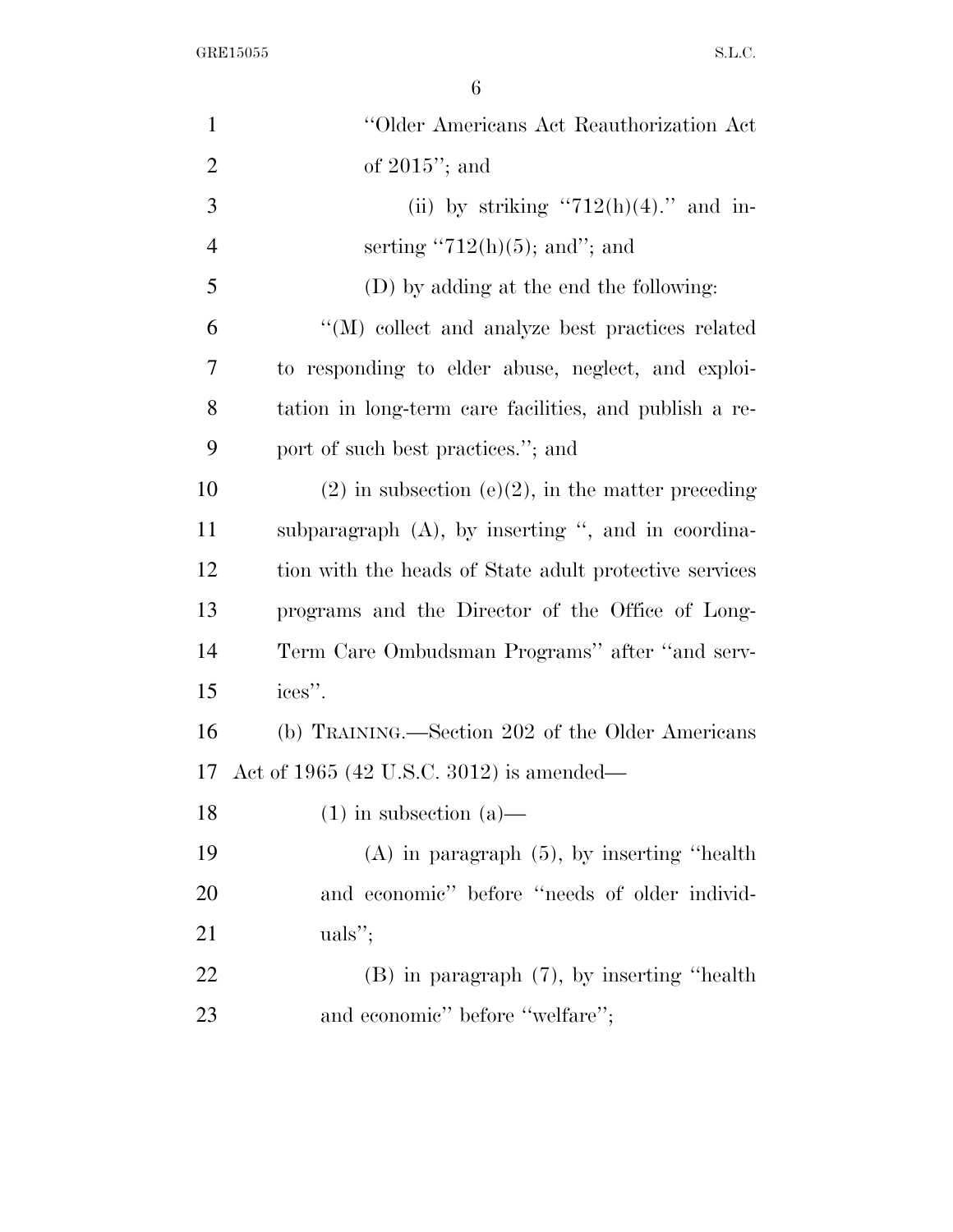"Older Americans Act Reauthorization Act of 2015"; and

(ii) by striking "712(h)(4)." and inserting "712(h)(5); and"; and

(D) by adding at the end the following:

"(M) collect and analyze best practices related to responding to elder abuse, neglect, and exploitation in long-term care facilities, and publish a report of such best practices."; and

(2) in subsection (e)(2), in the matter preceding subparagraph (A), by inserting ", and in coordination with the heads of State adult protective services programs and the Director of the Office of Long-Term Care Ombudsman Programs" after "and services".

(b) TRAINING.—Section 202 of the Older Americans Act of 1965 (42 U.S.C. 3012) is amended—

(1) in subsection (a)—

(A) in paragraph (5), by inserting "health and economic" before "needs of older individuals";

(B) in paragraph (7), by inserting "health and economic" before "welfare";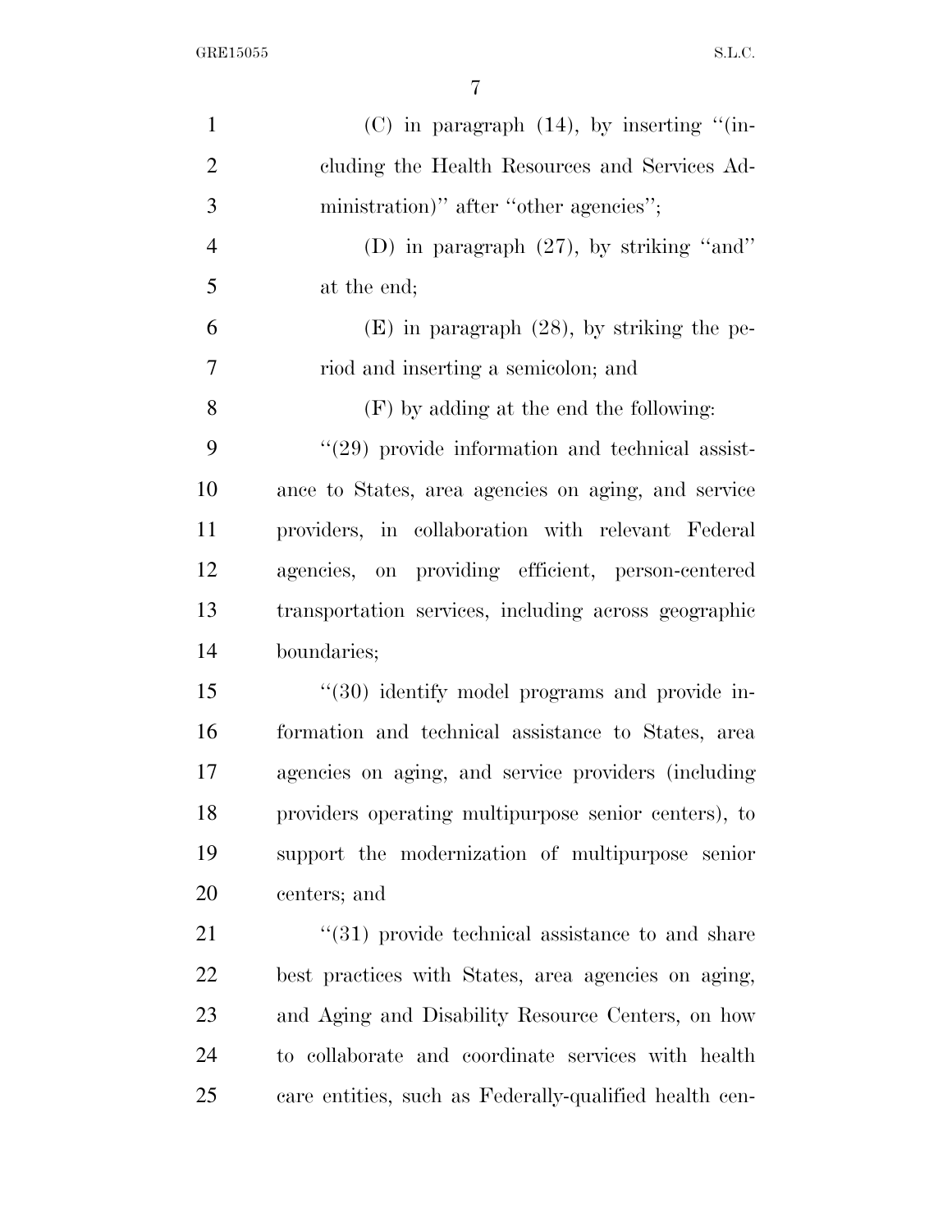(C) in paragraph (14), by inserting "(including the Health Resources and Services Administration)" after "other agencies";

(D) in paragraph (27), by striking "and" at the end;

(E) in paragraph (28), by striking the period and inserting a semicolon; and

(F) by adding at the end the following:

"(29) provide information and technical assistance to States, area agencies on aging, and service providers, in collaboration with relevant Federal agencies, on providing efficient, person-centered transportation services, including across geographic boundaries;

"(30) identify model programs and provide information and technical assistance to States, area agencies on aging, and service providers (including providers operating multipurpose senior centers), to support the modernization of multipurpose senior centers; and

"(31) provide technical assistance to and share best practices with States, area agencies on aging, and Aging and Disability Resource Centers, on how to collaborate and coordinate services with health care entities, such as Federally-qualified health cen-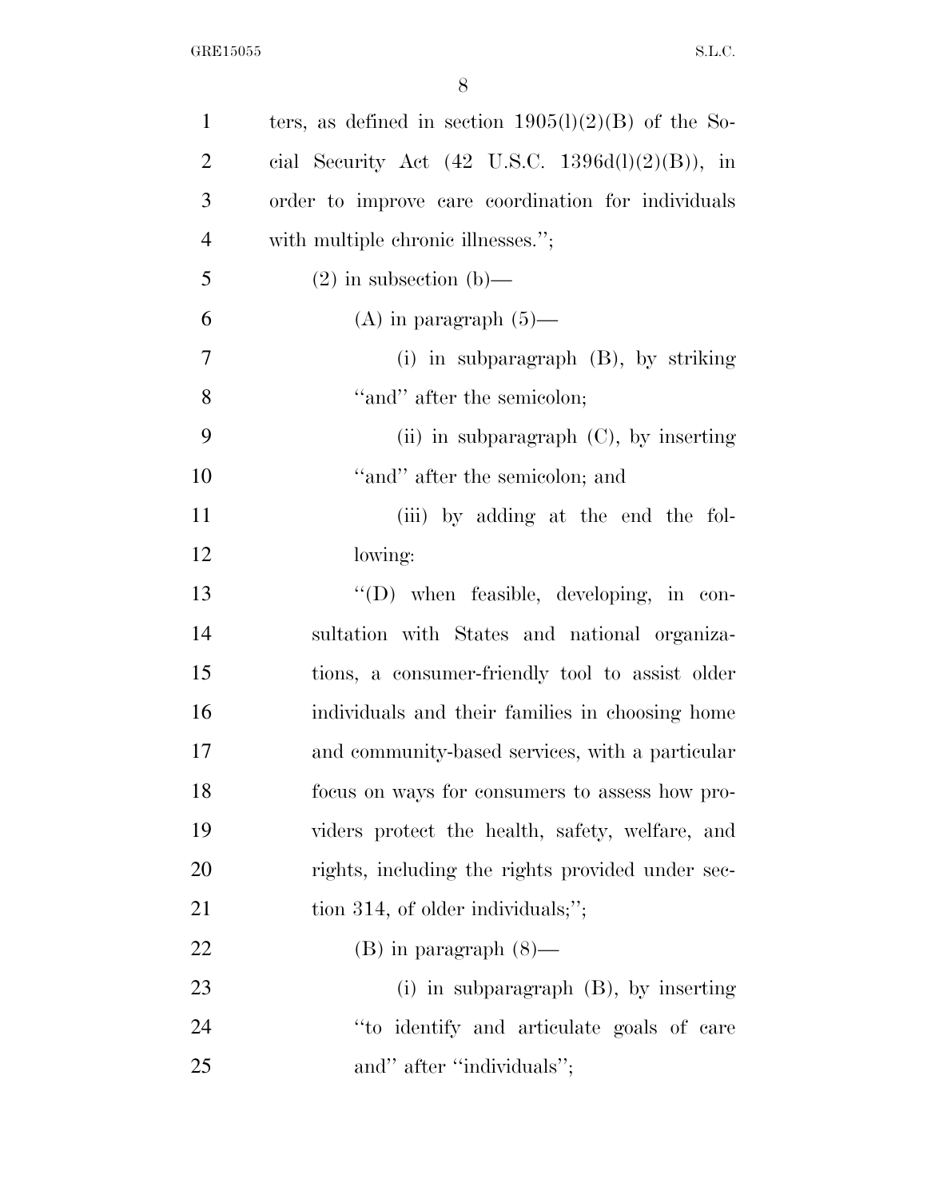ters, as defined in section 1905(l)(2)(B) of the Social Security Act (42 U.S.C. 1396d(l)(2)(B)), in order to improve care coordination for individuals with multiple chronic illnesses.'';

(2) in subsection (b)—

(A) in paragraph (5)—

(i) in subparagraph (B), by striking ''and'' after the semicolon;

(ii) in subparagraph (C), by inserting ''and'' after the semicolon; and

(iii) by adding at the end the following:

''(D) when feasible, developing, in consultation with States and national organizations, a consumer-friendly tool to assist older individuals and their families in choosing home and community-based services, with a particular focus on ways for consumers to assess how providers protect the health, safety, welfare, and rights, including the rights provided under section 314, of older individuals;'';

(B) in paragraph (8)—

(i) in subparagraph (B), by inserting ''to identify and articulate goals of care and'' after ''individuals'';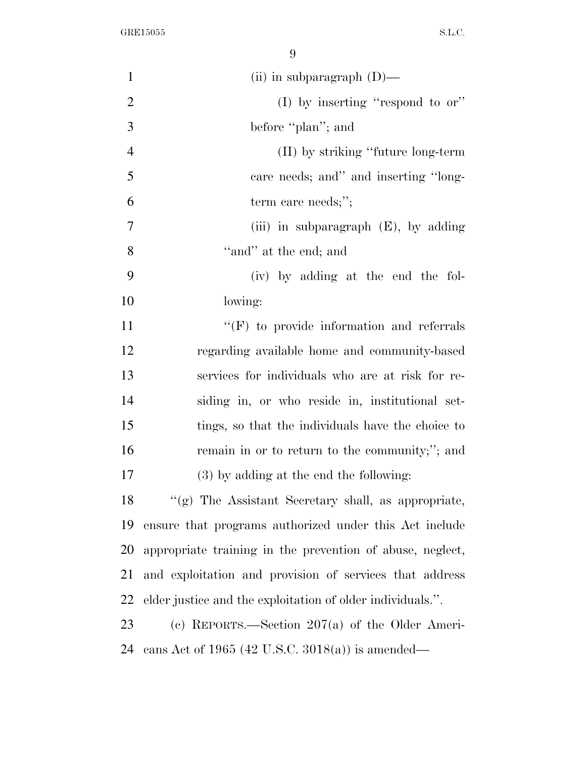(ii) in subparagraph (D)—

(I) by inserting "respond to or" before "plan"; and

(II) by striking "future long-term care needs; and" and inserting "long-term care needs;";

(iii) in subparagraph (E), by adding "and" at the end; and

(iv) by adding at the end the following:

"(F) to provide information and referrals regarding available home and community-based services for individuals who are at risk for residing in, or who reside in, institutional settings, so that the individuals have the choice to remain in or to return to the community;"; and

(3) by adding at the end the following:

"(g) The Assistant Secretary shall, as appropriate, ensure that programs authorized under this Act include appropriate training in the prevention of abuse, neglect, and exploitation and provision of services that address elder justice and the exploitation of older individuals.".

(c) REPORTS.—Section 207(a) of the Older Americans Act of 1965 (42 U.S.C. 3018(a)) is amended—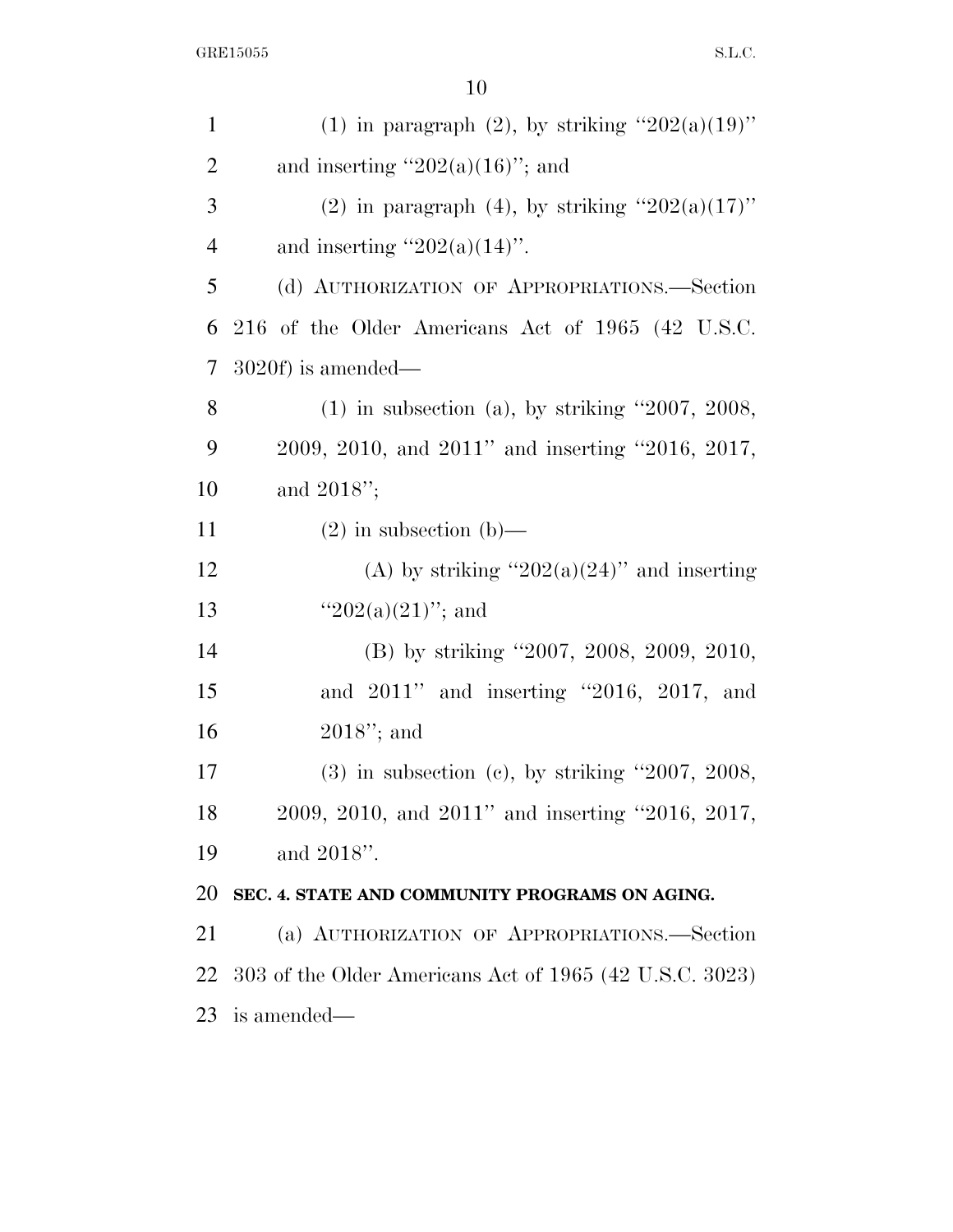(1) in paragraph (2), by striking "202(a)(19)" and inserting "202(a)(16)"; and

(2) in paragraph (4), by striking "202(a)(17)" and inserting "202(a)(14)".

(d) AUTHORIZATION OF APPROPRIATIONS.—Section 216 of the Older Americans Act of 1965 (42 U.S.C. 3020f) is amended—

(1) in subsection (a), by striking "2007, 2008, 2009, 2010, and 2011" and inserting "2016, 2017, and 2018";

(2) in subsection (b)—

(A) by striking "202(a)(24)" and inserting "202(a)(21)"; and

(B) by striking "2007, 2008, 2009, 2010, and 2011" and inserting "2016, 2017, and 2018"; and

(3) in subsection (c), by striking "2007, 2008, 2009, 2010, and 2011" and inserting "2016, 2017, and 2018".

**SEC. 4. STATE AND COMMUNITY PROGRAMS ON AGING.**

(a) AUTHORIZATION OF APPROPRIATIONS.—Section 303 of the Older Americans Act of 1965 (42 U.S.C. 3023) is amended—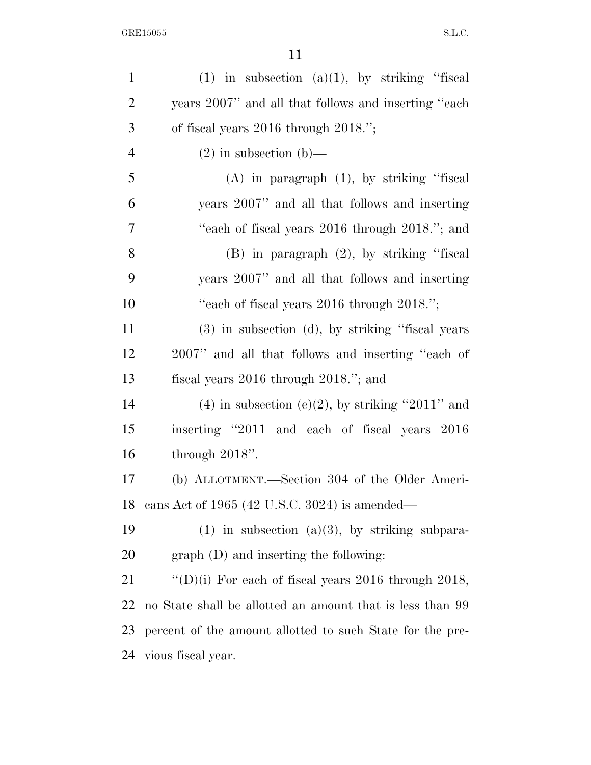(1) in subsection (a)(1), by striking ''fiscal years 2007'' and all that follows and inserting ''each of fiscal years 2016 through 2018.'';

(2) in subsection (b)—

(A) in paragraph (1), by striking ''fiscal years 2007'' and all that follows and inserting ''each of fiscal years 2016 through 2018.''; and

(B) in paragraph (2), by striking ''fiscal years 2007'' and all that follows and inserting ''each of fiscal years 2016 through 2018.'';

(3) in subsection (d), by striking ''fiscal years 2007'' and all that follows and inserting ''each of fiscal years 2016 through 2018.''; and

(4) in subsection (e)(2), by striking ''2011'' and inserting ''2011 and each of fiscal years 2016 through 2018''.

(b) ALLOTMENT.—Section 304 of the Older Americans Act of 1965 (42 U.S.C. 3024) is amended—

(1) in subsection (a)(3), by striking subparagraph (D) and inserting the following:

''(D)(i) For each of fiscal years 2016 through 2018, no State shall be allotted an amount that is less than 99 percent of the amount allotted to such State for the previous fiscal year.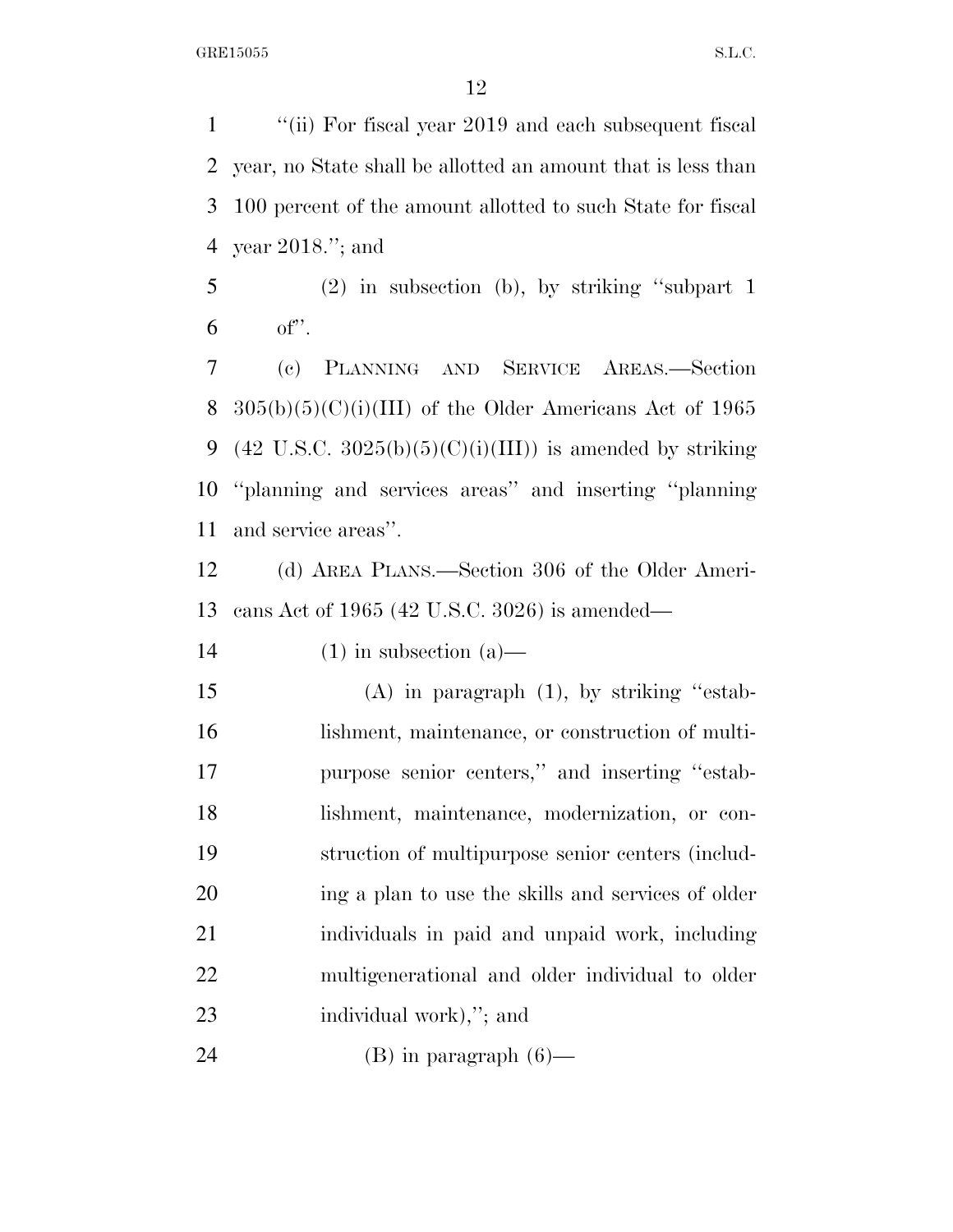"(ii) For fiscal year 2019 and each subsequent fiscal year, no State shall be allotted an amount that is less than 100 percent of the amount allotted to such State for fiscal year 2018."; and

(2) in subsection (b), by striking "subpart 1 of".

(c) PLANNING AND SERVICE AREAS.—Section 305(b)(5)(C)(i)(III) of the Older Americans Act of 1965 (42 U.S.C. 3025(b)(5)(C)(i)(III)) is amended by striking "planning and services areas" and inserting "planning and service areas".

(d) AREA PLANS.—Section 306 of the Older Americans Act of 1965 (42 U.S.C. 3026) is amended—

(1) in subsection (a)—

(A) in paragraph (1), by striking "establishment, maintenance, or construction of multipurpose senior centers," and inserting "establishment, maintenance, modernization, or construction of multipurpose senior centers (including a plan to use the skills and services of older individuals in paid and unpaid work, including multigenerational and older individual to older individual work),"; and

(B) in paragraph (6)—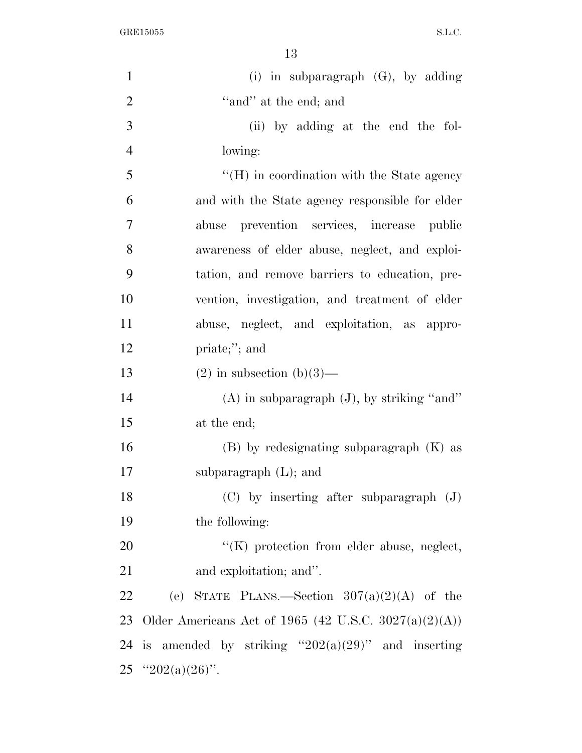(i) in subparagraph (G), by adding "and" at the end; and

(ii) by adding at the end the following:

"(H) in coordination with the State agency and with the State agency responsible for elder abuse prevention services, increase public awareness of elder abuse, neglect, and exploitation, and remove barriers to education, prevention, investigation, and treatment of elder abuse, neglect, and exploitation, as appropriate;"; and

(2) in subsection (b)(3)—

(A) in subparagraph (J), by striking "and" at the end;

(B) by redesignating subparagraph (K) as subparagraph (L); and

(C) by inserting after subparagraph (J) the following:

"(K) protection from elder abuse, neglect, and exploitation; and".

(e) STATE PLANS.—Section 307(a)(2)(A) of the Older Americans Act of 1965 (42 U.S.C. 3027(a)(2)(A)) is amended by striking "202(a)(29)" and inserting "202(a)(26)".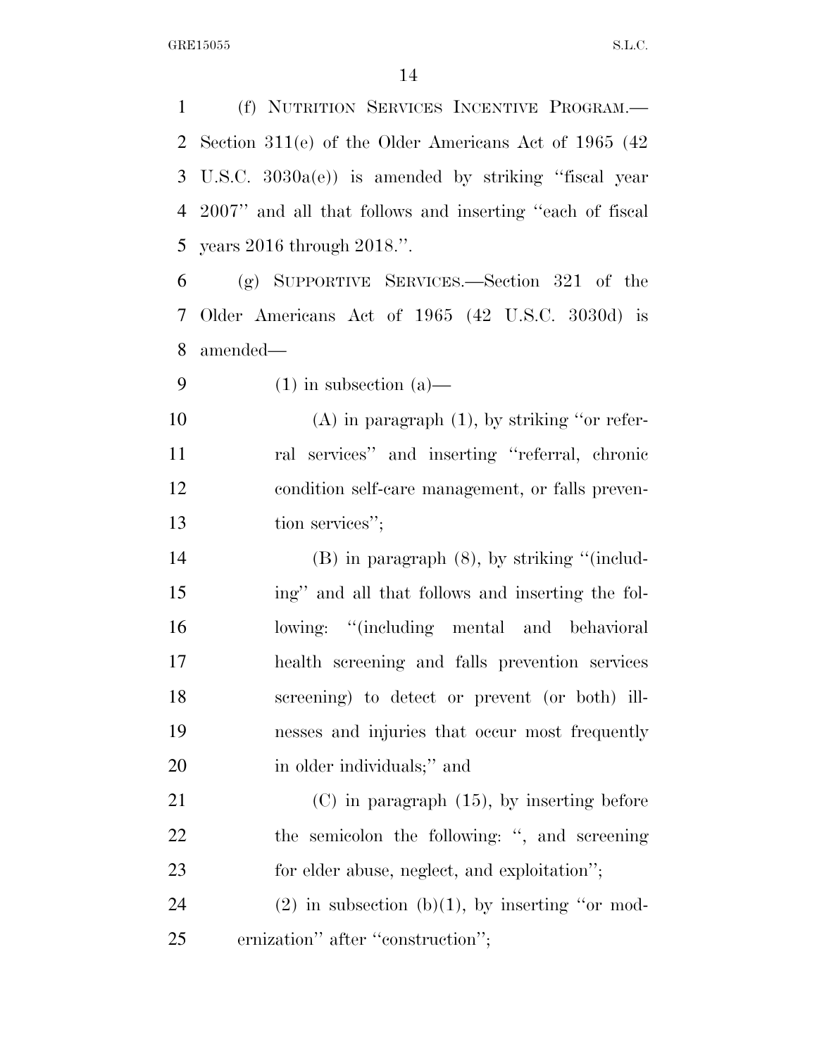(f) NUTRITION SERVICES INCENTIVE PROGRAM.—Section 311(e) of the Older Americans Act of 1965 (42 U.S.C. 3030a(e)) is amended by striking ''fiscal year 2007'' and all that follows and inserting ''each of fiscal years 2016 through 2018.''.

(g) SUPPORTIVE SERVICES.—Section 321 of the Older Americans Act of 1965 (42 U.S.C. 3030d) is amended—

(1) in subsection (a)—

(A) in paragraph (1), by striking ''or referral services'' and inserting ''referral, chronic condition self-care management, or falls prevention services'';

(B) in paragraph (8), by striking ''(including'' and all that follows and inserting the following: ''(including mental and behavioral health screening and falls prevention services screening) to detect or prevent (or both) illnesses and injuries that occur most frequently in older individuals;'' and

(C) in paragraph (15), by inserting before the semicolon the following: '', and screening for elder abuse, neglect, and exploitation'';

(2) in subsection (b)(1), by inserting ''or modernization'' after ''construction'';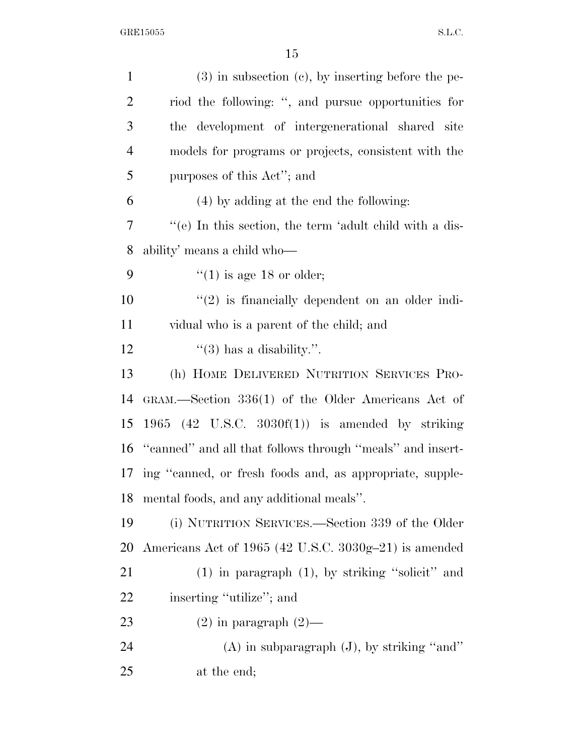(3) in subsection (c), by inserting before the period the following: '', and pursue opportunities for the development of intergenerational shared site models for programs or projects, consistent with the purposes of this Act''; and

(4) by adding at the end the following:

''(e) In this section, the term 'adult child with a disability' means a child who—

''(1) is age 18 or older;

''(2) is financially dependent on an older individual who is a parent of the child; and

''(3) has a disability.''.

(h) HOME DELIVERED NUTRITION SERVICES PROGRAM.—Section 336(1) of the Older Americans Act of 1965 (42 U.S.C. 3030f(1)) is amended by striking ''canned'' and all that follows through ''meals'' and inserting ''canned, or fresh foods and, as appropriate, supplemental foods, and any additional meals''.

(i) NUTRITION SERVICES.—Section 339 of the Older Americans Act of 1965 (42 U.S.C. 3030g–21) is amended

(1) in paragraph (1), by striking ''solicit'' and inserting ''utilize''; and

(2) in paragraph (2)—

(A) in subparagraph (J), by striking ''and'' at the end;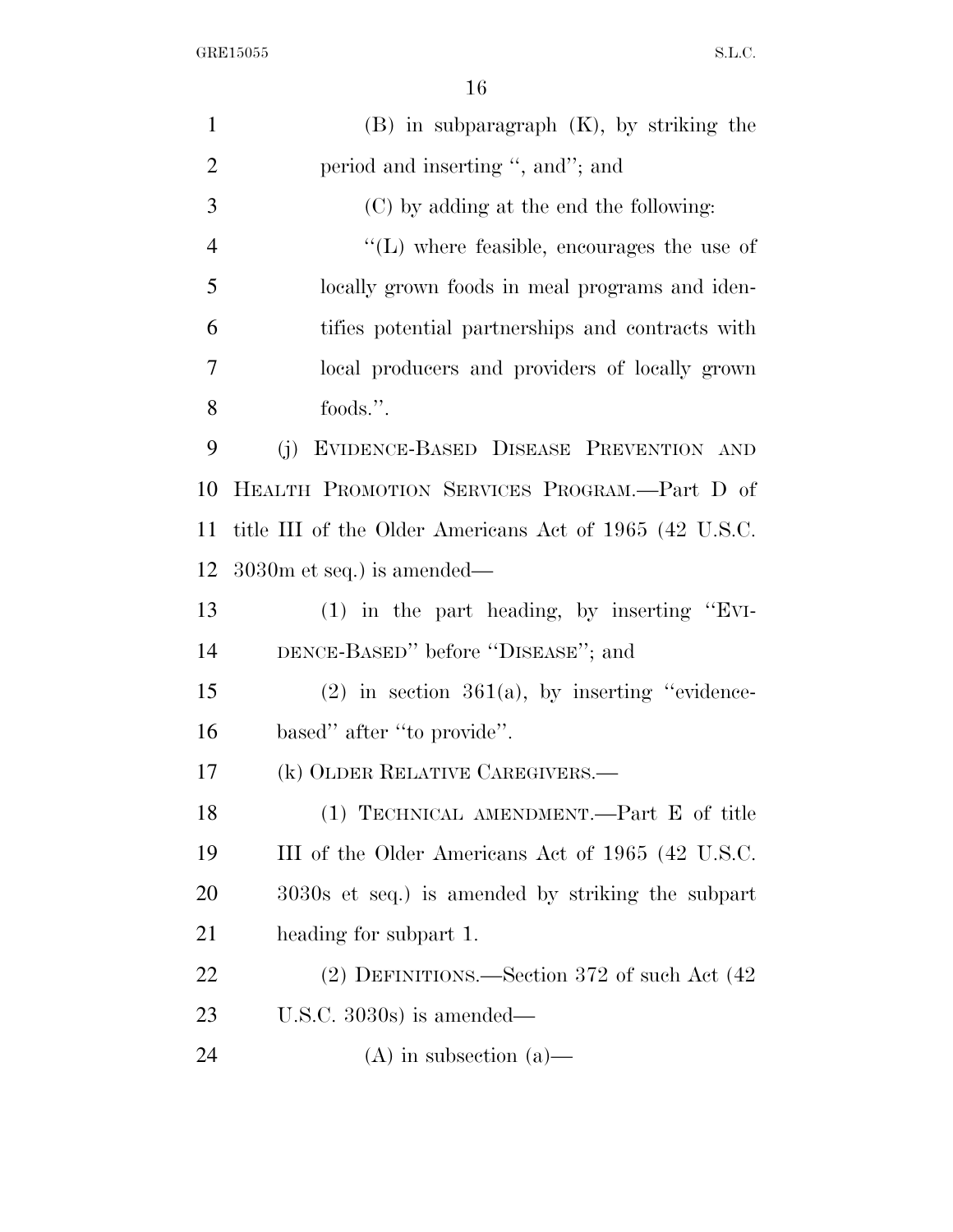(B) in subparagraph (K), by striking the period and inserting ", and"; and

(C) by adding at the end the following:

"(L) where feasible, encourages the use of locally grown foods in meal programs and identifies potential partnerships and contracts with local producers and providers of locally grown foods.".

(j) EVIDENCE-BASED DISEASE PREVENTION AND HEALTH PROMOTION SERVICES PROGRAM.—Part D of title III of the Older Americans Act of 1965 (42 U.S.C. 3030m et seq.) is amended—

(1) in the part heading, by inserting "EVIDENCE-BASED" before "DISEASE"; and

(2) in section 361(a), by inserting "evidence-based" after "to provide".

(k) OLDER RELATIVE CAREGIVERS.—

(1) TECHNICAL AMENDMENT.—Part E of title III of the Older Americans Act of 1965 (42 U.S.C. 3030s et seq.) is amended by striking the subpart heading for subpart 1.

(2) DEFINITIONS.—Section 372 of such Act (42 U.S.C. 3030s) is amended—

(A) in subsection (a)—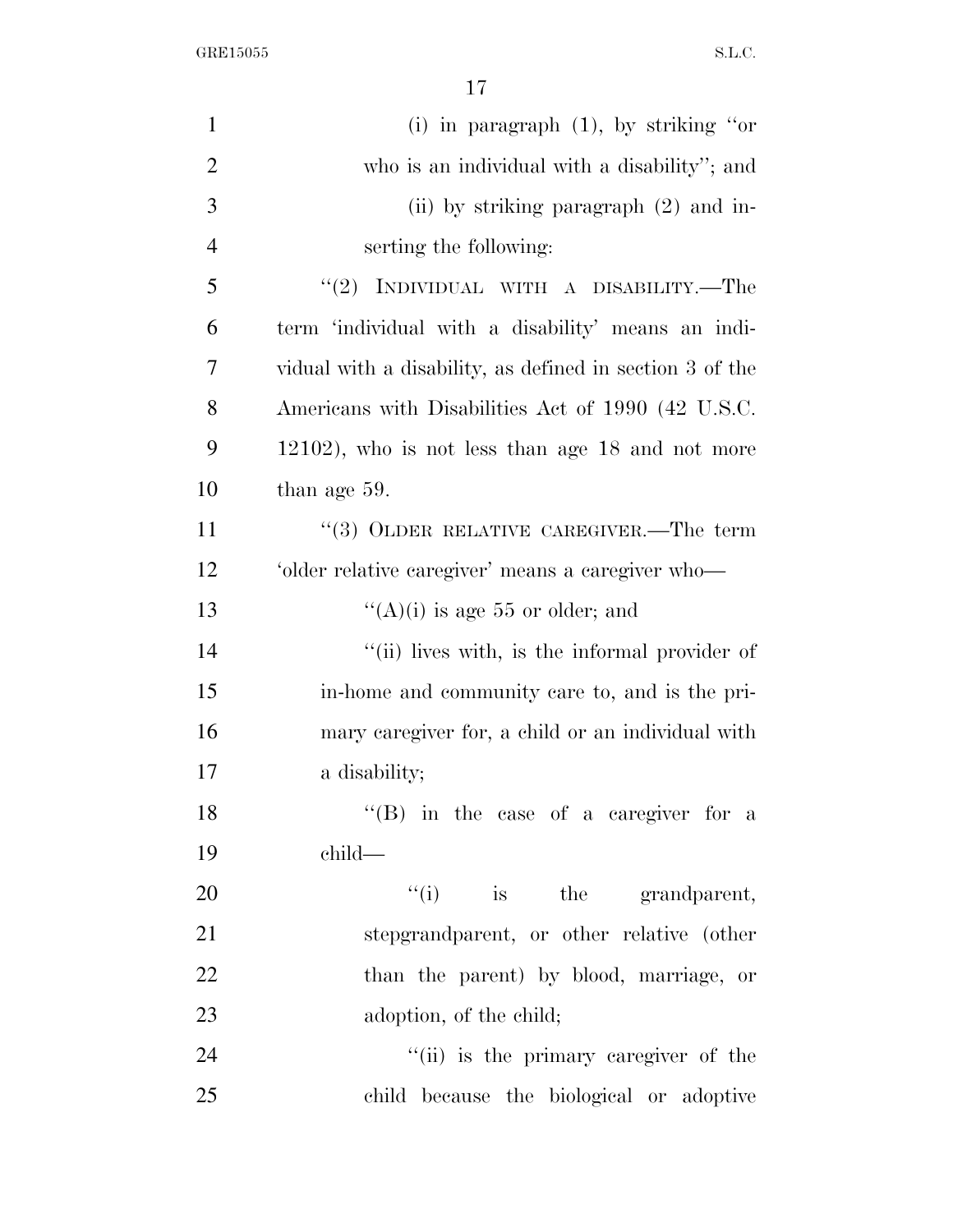(i) in paragraph (1), by striking ''or who is an individual with a disability''; and

(ii) by striking paragraph (2) and inserting the following:

''(2) INDIVIDUAL WITH A DISABILITY.—The term 'individual with a disability' means an individual with a disability, as defined in section 3 of the Americans with Disabilities Act of 1990 (42 U.S.C. 12102), who is not less than age 18 and not more than age 59.

''(3) OLDER RELATIVE CAREGIVER.—The term 'older relative caregiver' means a caregiver who—

''(A)(i) is age 55 or older; and

''(ii) lives with, is the informal provider of in-home and community care to, and is the primary caregiver for, a child or an individual with a disability;

''(B) in the case of a caregiver for a child—

''(i) is the grandparent, stepgrandparent, or other relative (other than the parent) by blood, marriage, or adoption, of the child;

''(ii) is the primary caregiver of the child because the biological or adoptive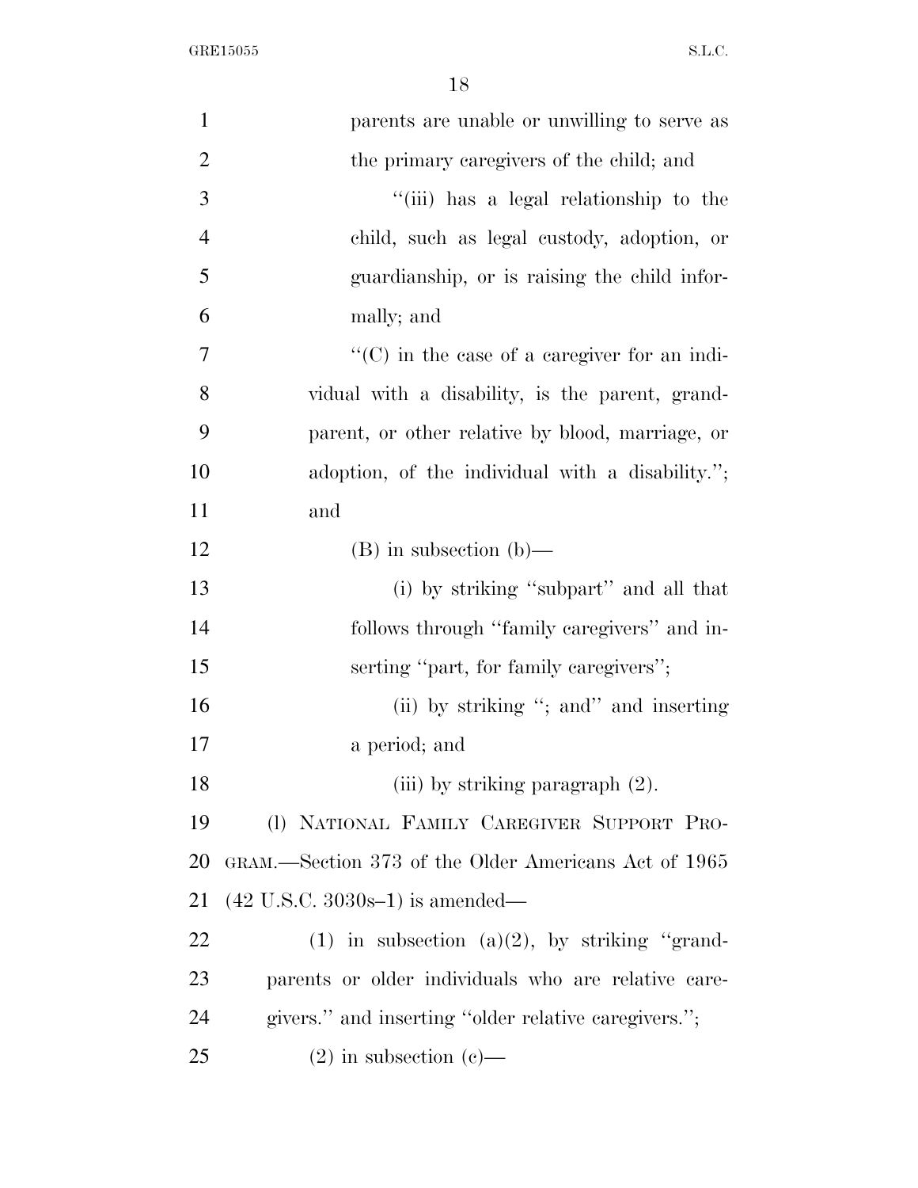parents are unable or unwilling to serve as the primary caregivers of the child; and

"(iii) has a legal relationship to the child, such as legal custody, adoption, or guardianship, or is raising the child informally; and

"(C) in the case of a caregiver for an individual with a disability, is the parent, grandparent, or other relative by blood, marriage, or adoption, of the individual with a disability."; and

(B) in subsection (b)—

(i) by striking "subpart" and all that follows through "family caregivers" and inserting "part, for family caregivers";

(ii) by striking "; and" and inserting a period; and

(iii) by striking paragraph (2).

(l) NATIONAL FAMILY CAREGIVER SUPPORT PROGRAM.—Section 373 of the Older Americans Act of 1965 (42 U.S.C. 3030s–1) is amended—

(1) in subsection (a)(2), by striking "grandparents or older individuals who are relative caregivers." and inserting "older relative caregivers.";

(2) in subsection (c)—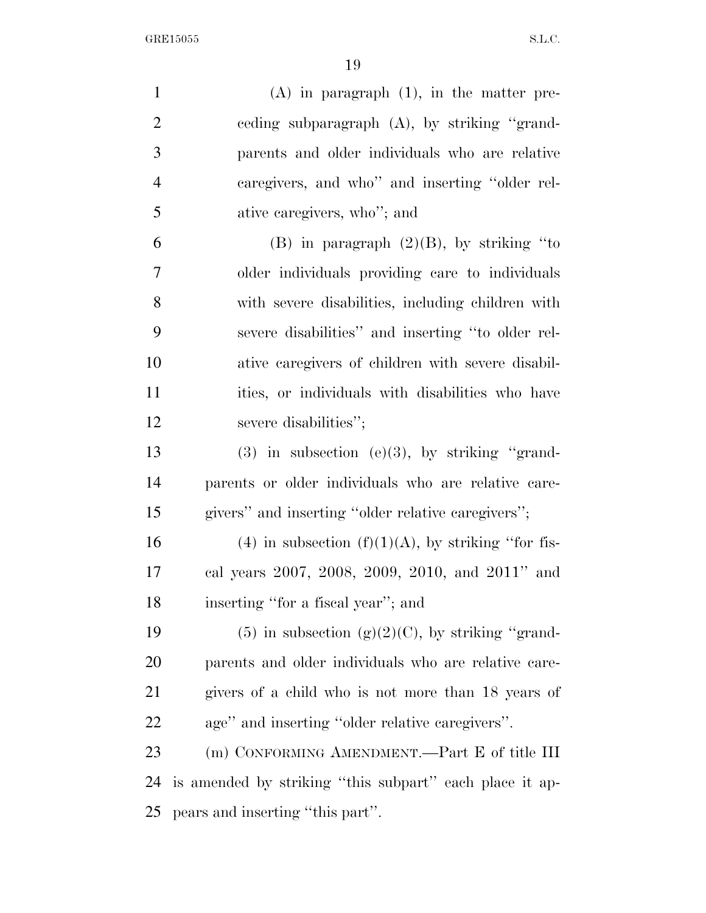(A) in paragraph (1), in the matter preceding subparagraph (A), by striking "grandparents and older individuals who are relative caregivers, and who" and inserting "older relative caregivers, who"; and

(B) in paragraph (2)(B), by striking "to older individuals providing care to individuals with severe disabilities, including children with severe disabilities" and inserting "to older relative caregivers of children with severe disabilities, or individuals with disabilities who have severe disabilities";

(3) in subsection (e)(3), by striking "grandparents or older individuals who are relative caregivers" and inserting "older relative caregivers";

(4) in subsection (f)(1)(A), by striking "for fiscal years 2007, 2008, 2009, 2010, and 2011" and inserting "for a fiscal year"; and

(5) in subsection (g)(2)(C), by striking "grandparents and older individuals who are relative caregivers of a child who is not more than 18 years of age" and inserting "older relative caregivers".

(m) CONFORMING AMENDMENT.—Part E of title III is amended by striking "this subpart" each place it appears and inserting "this part".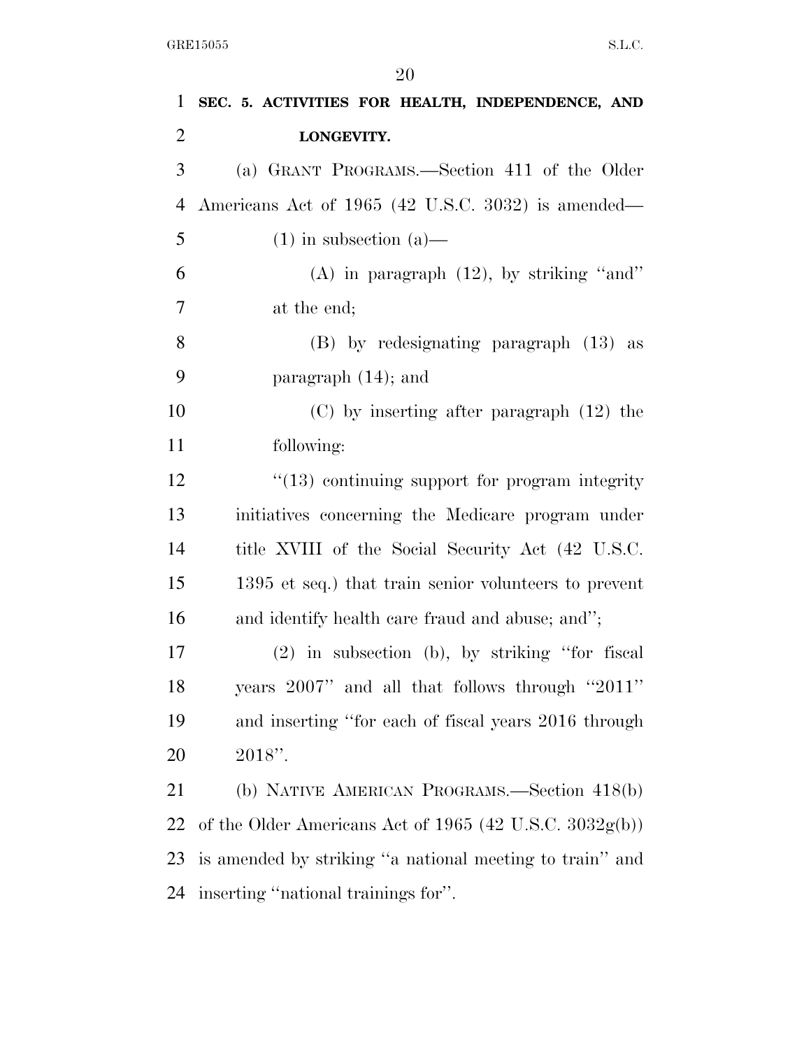**SEC. 5. ACTIVITIES FOR HEALTH, INDEPENDENCE, AND LONGEVITY.**

(a) GRANT PROGRAMS.—Section 411 of the Older Americans Act of 1965 (42 U.S.C. 3032) is amended—

(1) in subsection (a)—

(A) in paragraph (12), by striking ''and'' at the end;

(B) by redesignating paragraph (13) as paragraph (14); and

(C) by inserting after paragraph (12) the following:

''(13) continuing support for program integrity initiatives concerning the Medicare program under title XVIII of the Social Security Act (42 U.S.C. 1395 et seq.) that train senior volunteers to prevent and identify health care fraud and abuse; and'';

(2) in subsection (b), by striking ''for fiscal years 2007'' and all that follows through ''2011'' and inserting ''for each of fiscal years 2016 through 2018''.

(b) NATIVE AMERICAN PROGRAMS.—Section 418(b) of the Older Americans Act of 1965 (42 U.S.C. 3032g(b)) is amended by striking ''a national meeting to train'' and inserting ''national trainings for''.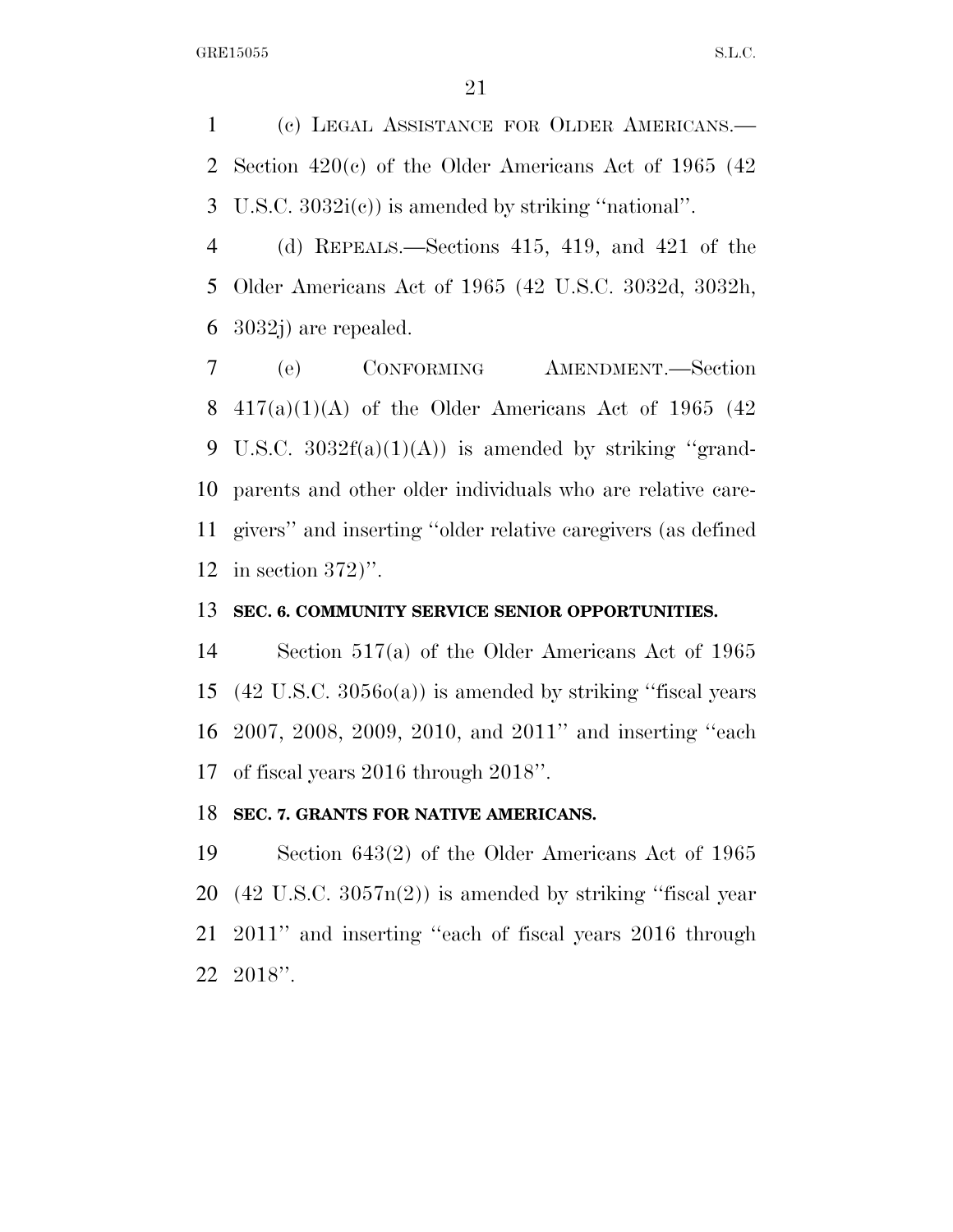(c) LEGAL ASSISTANCE FOR OLDER AMERICANS.—Section 420(c) of the Older Americans Act of 1965 (42 U.S.C. 3032i(c)) is amended by striking ''national''.

(d) REPEALS.—Sections 415, 419, and 421 of the Older Americans Act of 1965 (42 U.S.C. 3032d, 3032h, 3032j) are repealed.

(e) CONFORMING AMENDMENT.—Section 417(a)(1)(A) of the Older Americans Act of 1965 (42 U.S.C. 3032f(a)(1)(A)) is amended by striking ''grandparents and other older individuals who are relative caregivers'' and inserting ''older relative caregivers (as defined in section 372)''.

**SEC. 6. COMMUNITY SERVICE SENIOR OPPORTUNITIES.**

Section 517(a) of the Older Americans Act of 1965 (42 U.S.C. 3056o(a)) is amended by striking ''fiscal years 2007, 2008, 2009, 2010, and 2011'' and inserting ''each of fiscal years 2016 through 2018''.

**SEC. 7. GRANTS FOR NATIVE AMERICANS.**

Section 643(2) of the Older Americans Act of 1965 (42 U.S.C. 3057n(2)) is amended by striking ''fiscal year 2011'' and inserting ''each of fiscal years 2016 through 2018''.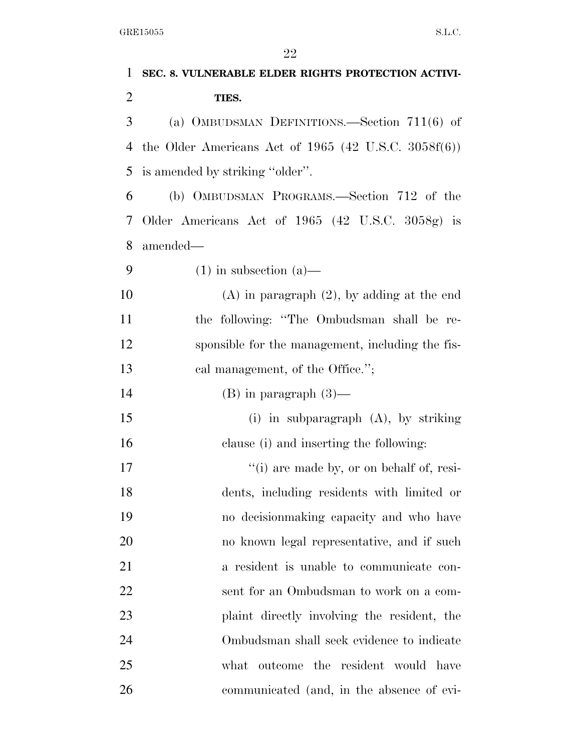**SEC. 8. VULNERABLE ELDER RIGHTS PROTECTION ACTIVITIES.**

(a) OMBUDSMAN DEFINITIONS.—Section 711(6) of the Older Americans Act of 1965 (42 U.S.C. 3058f(6)) is amended by striking "older".

(b) OMBUDSMAN PROGRAMS.—Section 712 of the Older Americans Act of 1965 (42 U.S.C. 3058g) is amended—

(1) in subsection (a)—

(A) in paragraph (2), by adding at the end the following: "The Ombudsman shall be responsible for the management, including the fiscal management, of the Office.";

(B) in paragraph (3)—

(i) in subparagraph (A), by striking clause (i) and inserting the following:

"(i) are made by, or on behalf of, residents, including residents with limited or no decisionmaking capacity and who have no known legal representative, and if such a resident is unable to communicate consent for an Ombudsman to work on a complaint directly involving the resident, the Ombudsman shall seek evidence to indicate what outcome the resident would have communicated (and, in the absence of evi-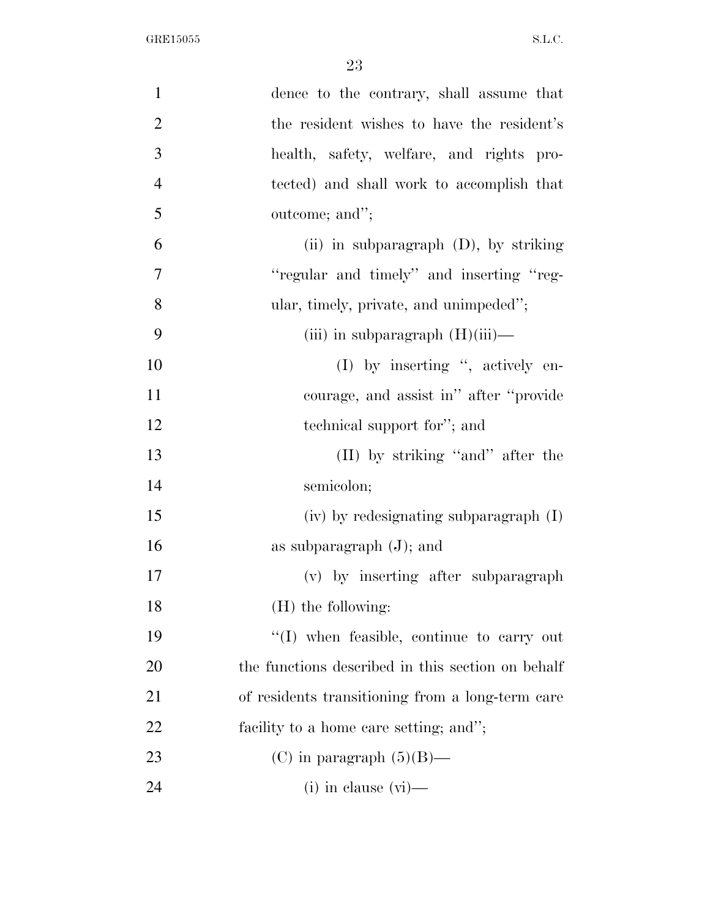dence to the contrary, shall assume that the resident wishes to have the resident's health, safety, welfare, and rights protected) and shall work to accomplish that outcome; and'';

(ii) in subparagraph (D), by striking ''regular and timely'' and inserting ''regular, timely, private, and unimpeded'';

(iii) in subparagraph (H)(iii)—

(I) by inserting '', actively encourage, and assist in'' after ''provide technical support for''; and

(II) by striking ''and'' after the semicolon;

(iv) by redesignating subparagraph (I) as subparagraph (J); and

(v) by inserting after subparagraph (H) the following:

''(I) when feasible, continue to carry out the functions described in this section on behalf of residents transitioning from a long-term care facility to a home care setting; and'';

(C) in paragraph (5)(B)—

(i) in clause (vi)—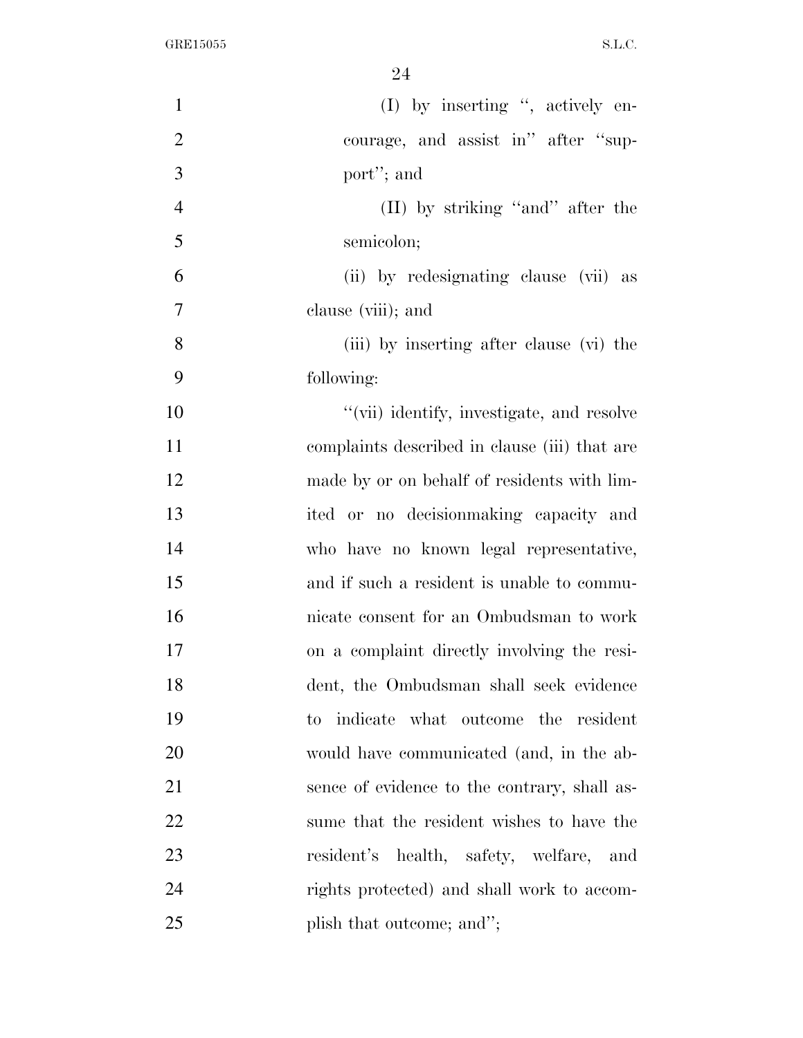(I) by inserting ", actively encourage, and assist in" after "support"; and

(II) by striking "and" after the semicolon;

(ii) by redesignating clause (vii) as clause (viii); and

(iii) by inserting after clause (vi) the following:

"(vii) identify, investigate, and resolve complaints described in clause (iii) that are made by or on behalf of residents with limited or no decisionmaking capacity and who have no known legal representative, and if such a resident is unable to communicate consent for an Ombudsman to work on a complaint directly involving the resident, the Ombudsman shall seek evidence to indicate what outcome the resident would have communicated (and, in the absence of evidence to the contrary, shall assume that the resident wishes to have the resident's health, safety, welfare, and rights protected) and shall work to accomplish that outcome; and";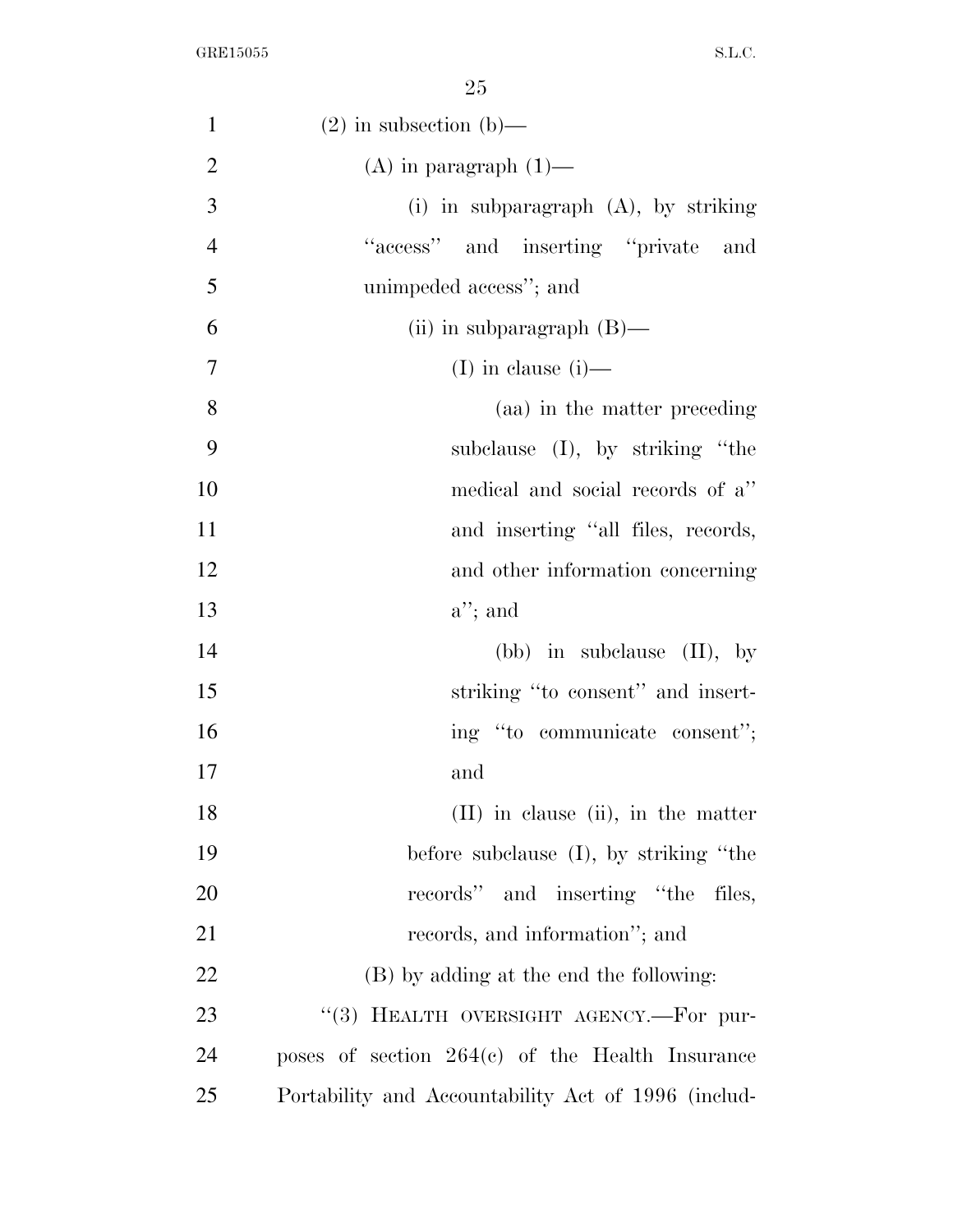(2) in subsection (b)—

(A) in paragraph (1)—

(i) in subparagraph (A), by striking ''access'' and inserting ''private and unimpeded access''; and

(ii) in subparagraph (B)—

(I) in clause (i)—

(aa) in the matter preceding subclause (I), by striking ''the medical and social records of a'' and inserting ''all files, records, and other information concerning a''; and

(bb) in subclause (II), by striking ''to consent'' and inserting ''to communicate consent''; and

(II) in clause (ii), in the matter before subclause (I), by striking ''the records'' and inserting ''the files, records, and information''; and

(B) by adding at the end the following:

''(3) HEALTH OVERSIGHT AGENCY.—For purposes of section 264(c) of the Health Insurance Portability and Accountability Act of 1996 (includ-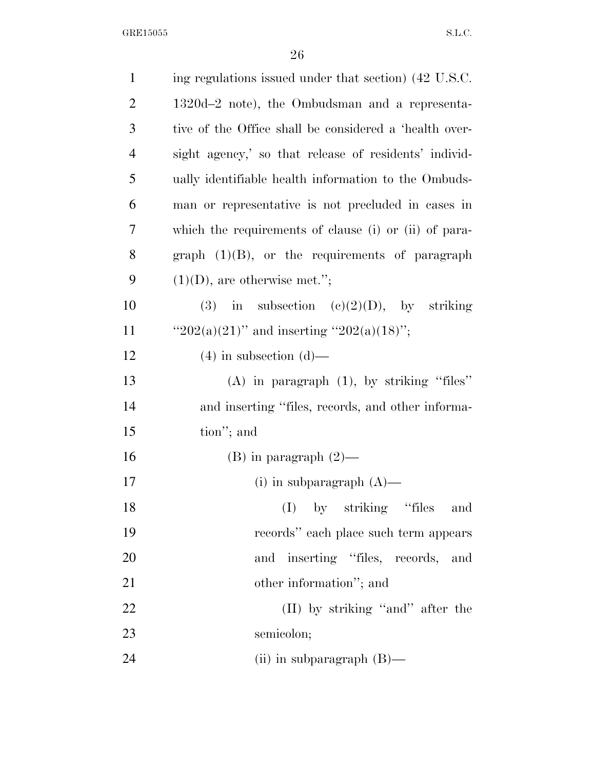ing regulations issued under that section) (42 U.S.C. 1320d–2 note), the Ombudsman and a representative of the Office shall be considered a 'health oversight agency,' so that release of residents' individually identifiable health information to the Ombudsman or representative is not precluded in cases in which the requirements of clause (i) or (ii) of paragraph (1)(B), or the requirements of paragraph (1)(D), are otherwise met.'';

(3) in subsection (c)(2)(D), by striking ''202(a)(21)'' and inserting ''202(a)(18)'';

(4) in subsection (d)—

(A) in paragraph (1), by striking ''files'' and inserting ''files, records, and other information''; and

(B) in paragraph (2)—

(i) in subparagraph (A)—

(I) by striking ''files and records'' each place such term appears and inserting ''files, records, and other information''; and

(II) by striking ''and'' after the semicolon;

(ii) in subparagraph (B)—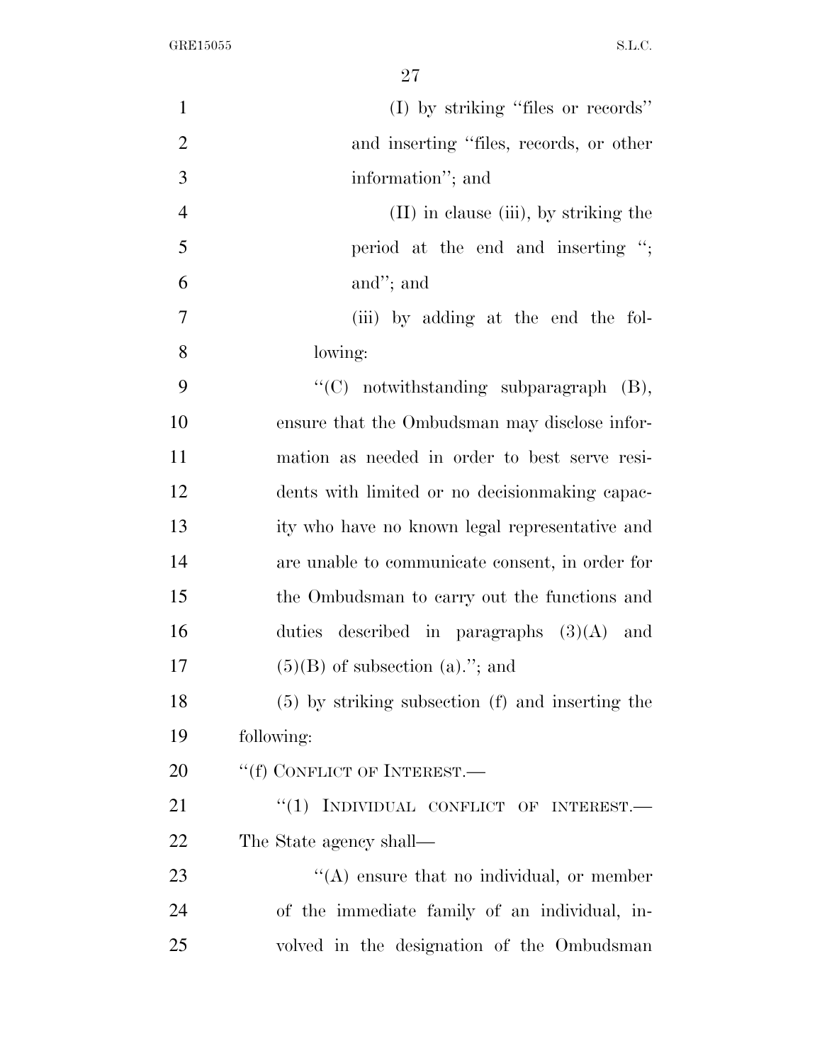(I) by striking ''files or records'' and inserting ''files, records, or other information''; and

(II) in clause (iii), by striking the period at the end and inserting ''; and''; and

(iii) by adding at the end the following:

''(C) notwithstanding subparagraph (B), ensure that the Ombudsman may disclose information as needed in order to best serve residents with limited or no decisionmaking capacity who have no known legal representative and are unable to communicate consent, in order for the Ombudsman to carry out the functions and duties described in paragraphs (3)(A) and (5)(B) of subsection (a).''; and

(5) by striking subsection (f) and inserting the following:

''(f) CONFLICT OF INTEREST.—

''(1) INDIVIDUAL CONFLICT OF INTEREST.— The State agency shall—

''(A) ensure that no individual, or member of the immediate family of an individual, involved in the designation of the Ombudsman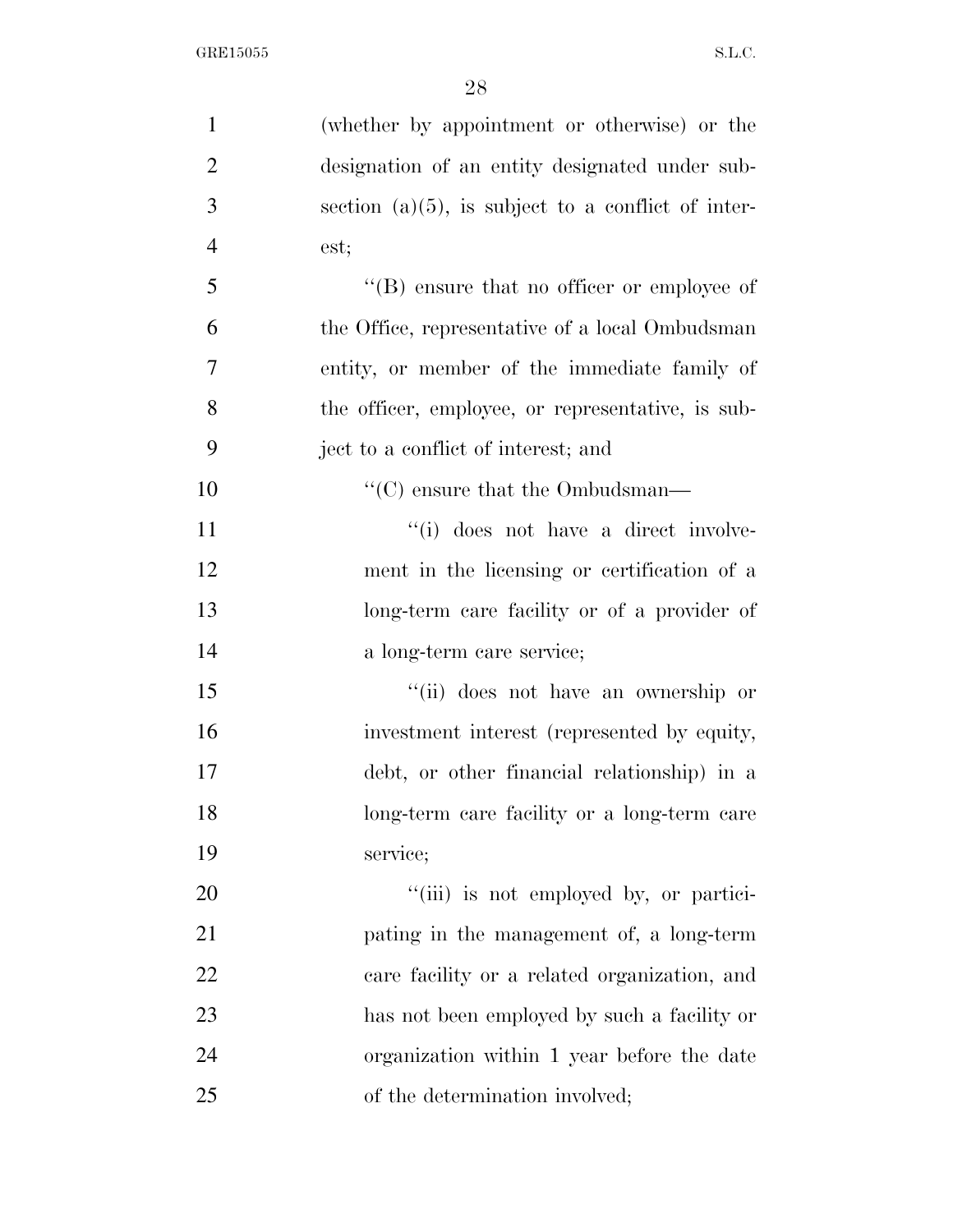(whether by appointment or otherwise) or the designation of an entity designated under subsection (a)(5), is subject to a conflict of interest;

''(B) ensure that no officer or employee of the Office, representative of a local Ombudsman entity, or member of the immediate family of the officer, employee, or representative, is subject to a conflict of interest; and

''(C) ensure that the Ombudsman—

''(i) does not have a direct involvement in the licensing or certification of a long-term care facility or of a provider of a long-term care service;

''(ii) does not have an ownership or investment interest (represented by equity, debt, or other financial relationship) in a long-term care facility or a long-term care service;

''(iii) is not employed by, or participating in the management of, a long-term care facility or a related organization, and has not been employed by such a facility or organization within 1 year before the date of the determination involved;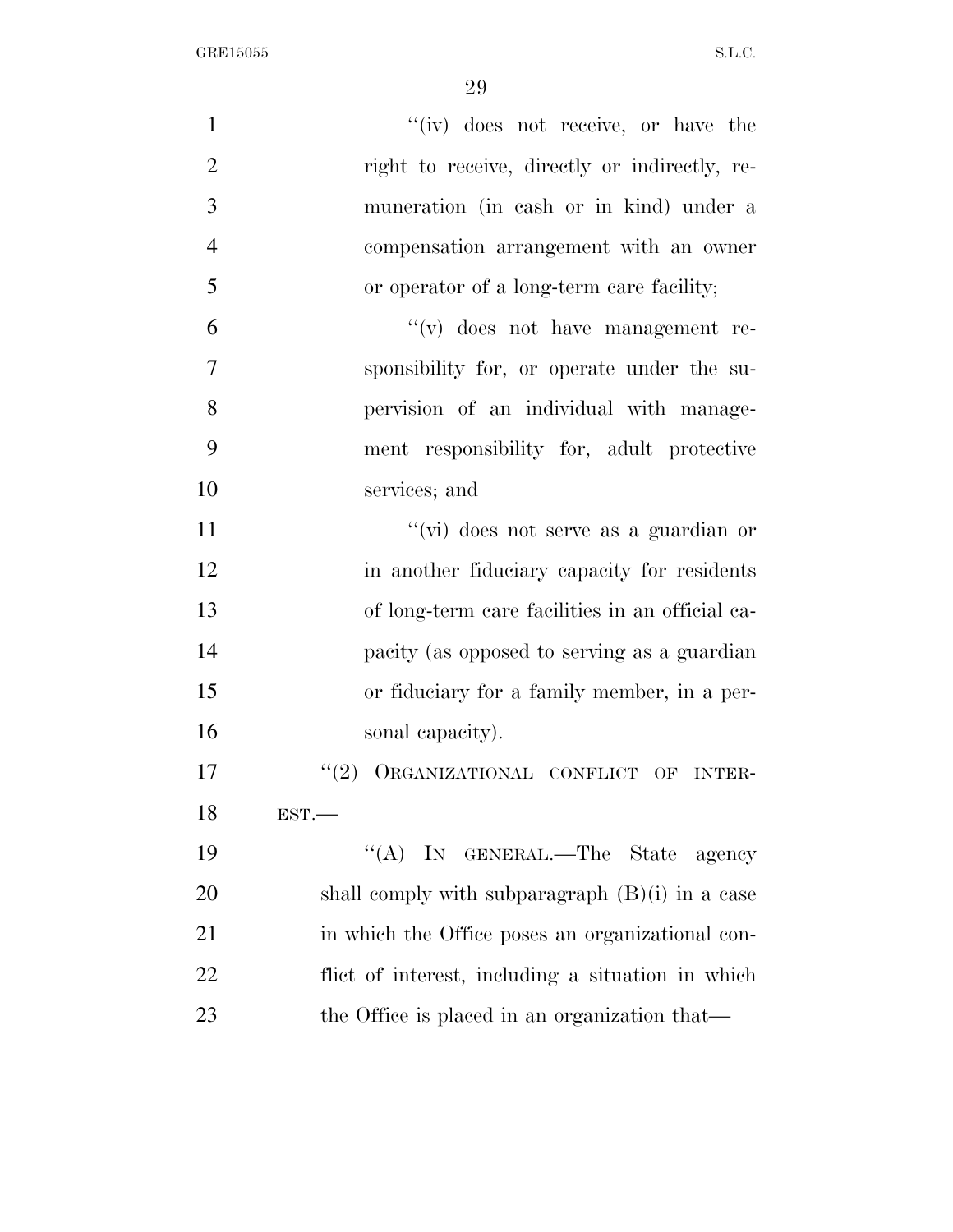"(iv) does not receive, or have the right to receive, directly or indirectly, remuneration (in cash or in kind) under a compensation arrangement with an owner or operator of a long-term care facility;

"(v) does not have management responsibility for, or operate under the supervision of an individual with management responsibility for, adult protective services; and

"(vi) does not serve as a guardian or in another fiduciary capacity for residents of long-term care facilities in an official capacity (as opposed to serving as a guardian or fiduciary for a family member, in a personal capacity).

"(2) ORGANIZATIONAL CONFLICT OF INTEREST.—

"(A) IN GENERAL.—The State agency shall comply with subparagraph (B)(i) in a case in which the Office poses an organizational conflict of interest, including a situation in which the Office is placed in an organization that—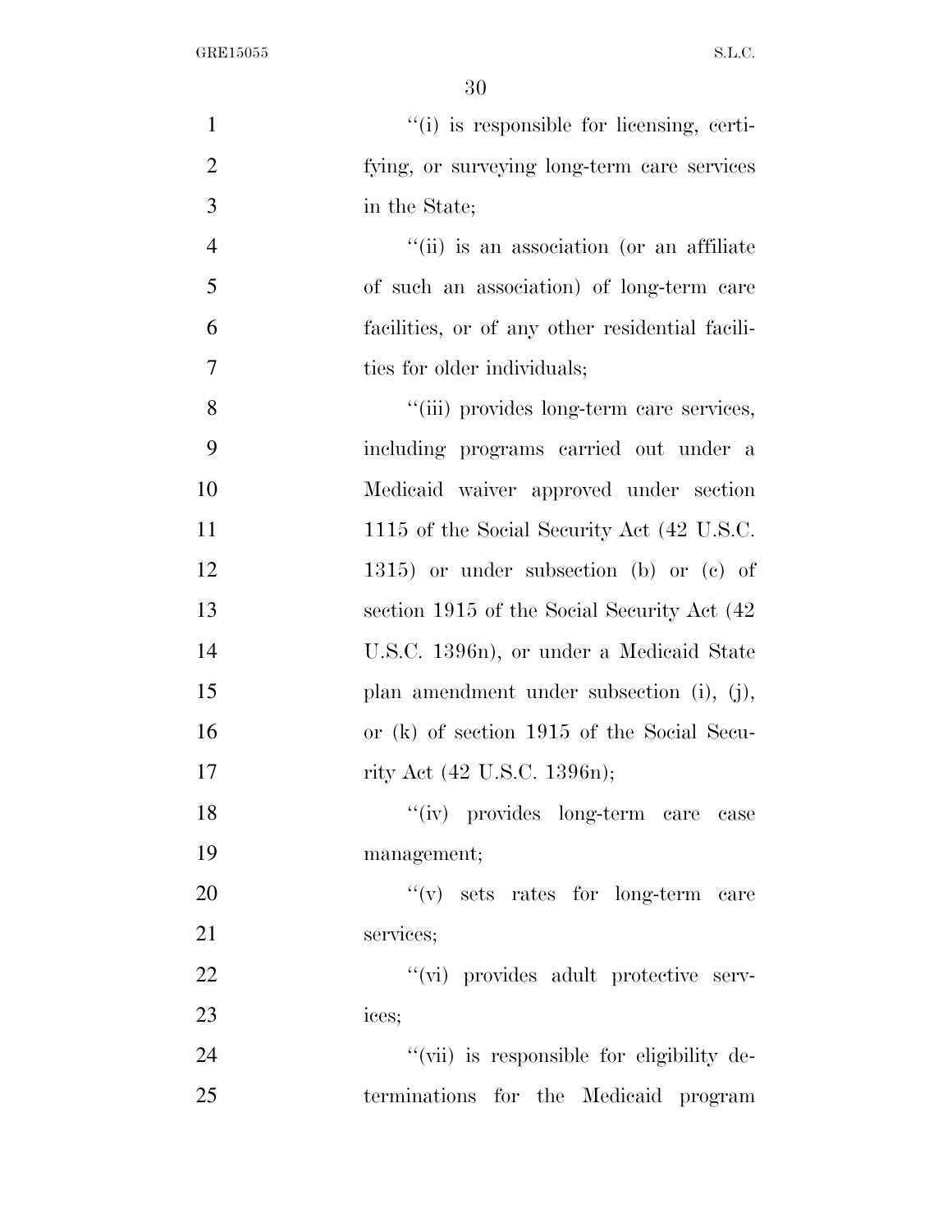''(i) is responsible for licensing, certifying, or surveying long-term care services in the State;

''(ii) is an association (or an affiliate of such an association) of long-term care facilities, or of any other residential facilities for older individuals;

''(iii) provides long-term care services, including programs carried out under a Medicaid waiver approved under section 1115 of the Social Security Act (42 U.S.C. 1315) or under subsection (b) or (c) of section 1915 of the Social Security Act (42 U.S.C. 1396n), or under a Medicaid State plan amendment under subsection (i), (j), or (k) of section 1915 of the Social Security Act (42 U.S.C. 1396n);

''(iv) provides long-term care case management;

''(v) sets rates for long-term care services;

''(vi) provides adult protective services;

''(vii) is responsible for eligibility determinations for the Medicaid program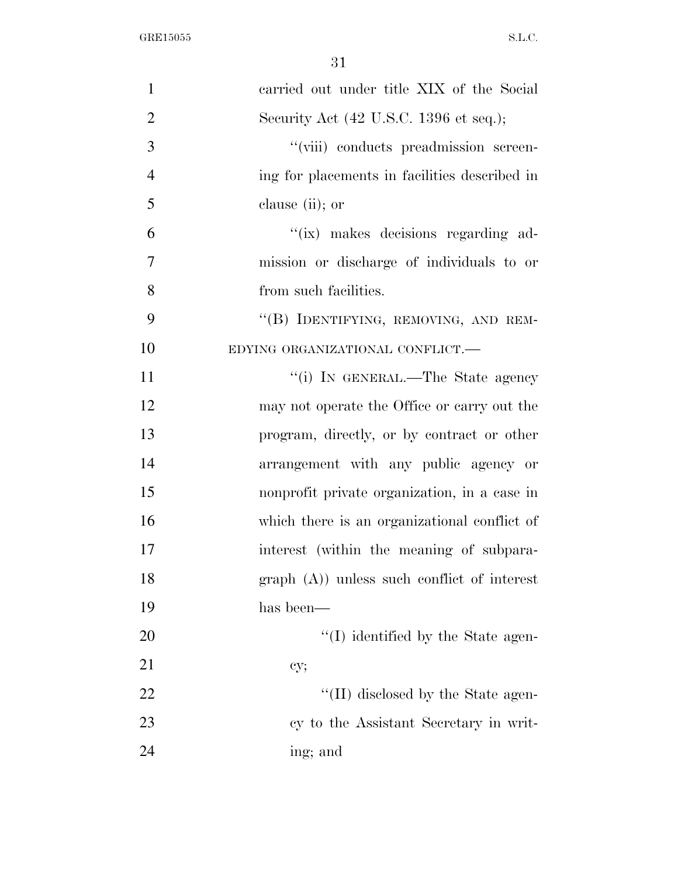carried out under title XIX of the Social Security Act (42 U.S.C. 1396 et seq.);

''(viii) conducts preadmission screening for placements in facilities described in clause (ii); or

''(ix) makes decisions regarding admission or discharge of individuals to or from such facilities.

''(B) IDENTIFYING, REMOVING, AND REMEDYING ORGANIZATIONAL CONFLICT.—

''(i) IN GENERAL.—The State agency may not operate the Office or carry out the program, directly, or by contract or other arrangement with any public agency or nonprofit private organization, in a case in which there is an organizational conflict of interest (within the meaning of subparagraph (A)) unless such conflict of interest has been—

''(I) identified by the State agency;

''(II) disclosed by the State agency to the Assistant Secretary in writing; and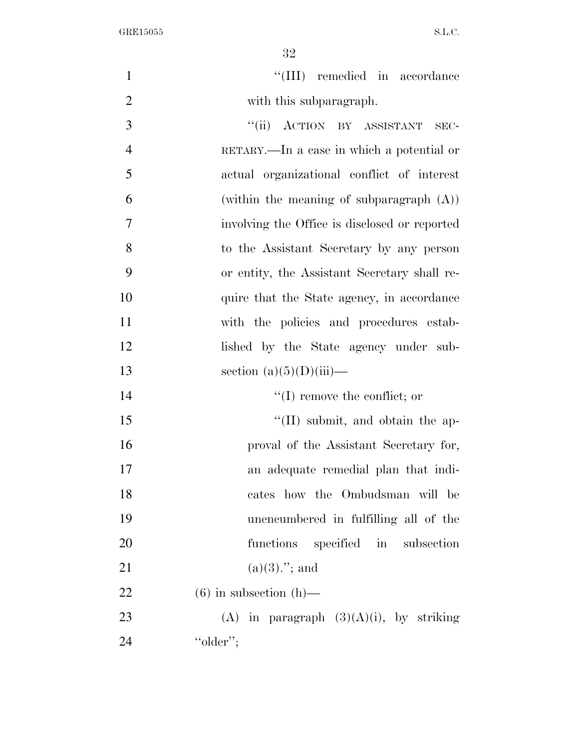"(III) remedied in accordance with this subparagraph.

"(ii) ACTION BY ASSISTANT SECRETARY.—In a case in which a potential or actual organizational conflict of interest (within the meaning of subparagraph (A)) involving the Office is disclosed or reported to the Assistant Secretary by any person or entity, the Assistant Secretary shall require that the State agency, in accordance with the policies and procedures established by the State agency under subsection (a)(5)(D)(iii)—

"(I) remove the conflict; or

"(II) submit, and obtain the approval of the Assistant Secretary for, an adequate remedial plan that indicates how the Ombudsman will be unencumbered in fulfilling all of the functions specified in subsection (a)(3)."; and

(6) in subsection (h)—

(A) in paragraph (3)(A)(i), by striking "older";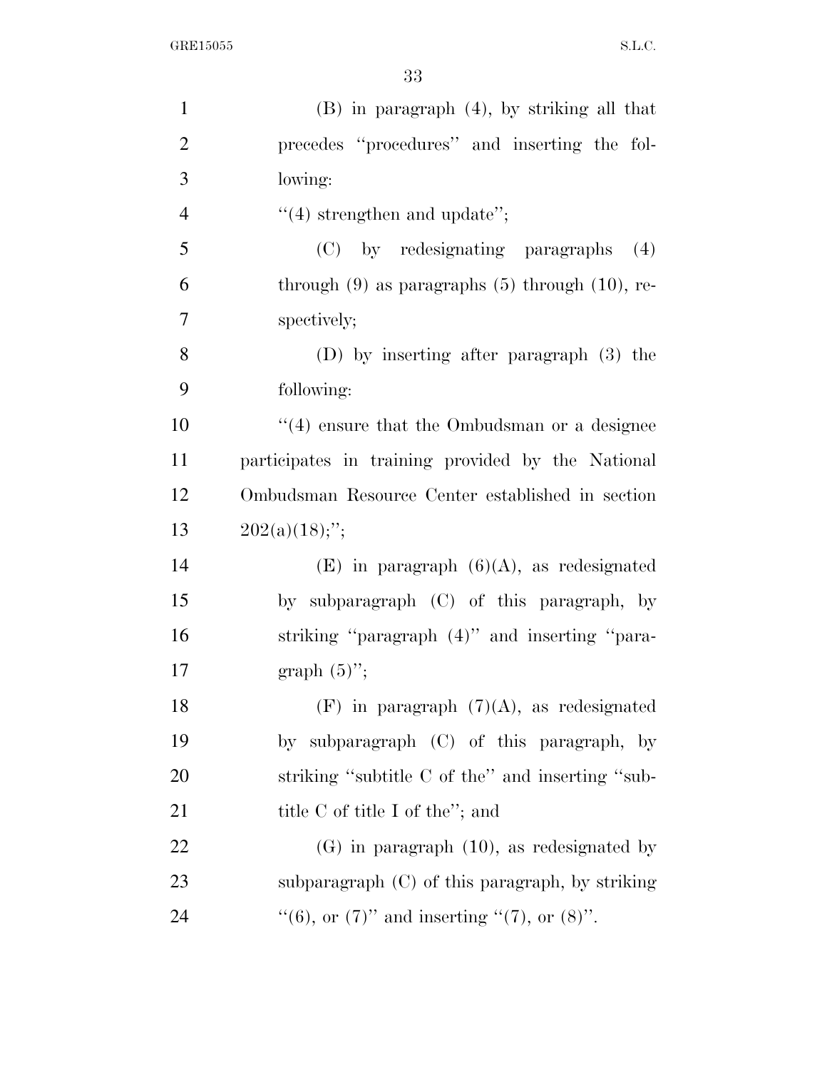(B) in paragraph (4), by striking all that precedes "procedures" and inserting the following:

"(4) strengthen and update";

(C) by redesignating paragraphs (4) through (9) as paragraphs (5) through (10), respectively;

(D) by inserting after paragraph (3) the following:

"(4) ensure that the Ombudsman or a designee participates in training provided by the National Ombudsman Resource Center established in section 202(a)(18);";

(E) in paragraph (6)(A), as redesignated by subparagraph (C) of this paragraph, by striking "paragraph (4)" and inserting "paragraph (5)";

(F) in paragraph (7)(A), as redesignated by subparagraph (C) of this paragraph, by striking "subtitle C of the" and inserting "subtitle C of title I of the"; and

(G) in paragraph (10), as redesignated by subparagraph (C) of this paragraph, by striking "(6), or (7)" and inserting "(7), or (8)".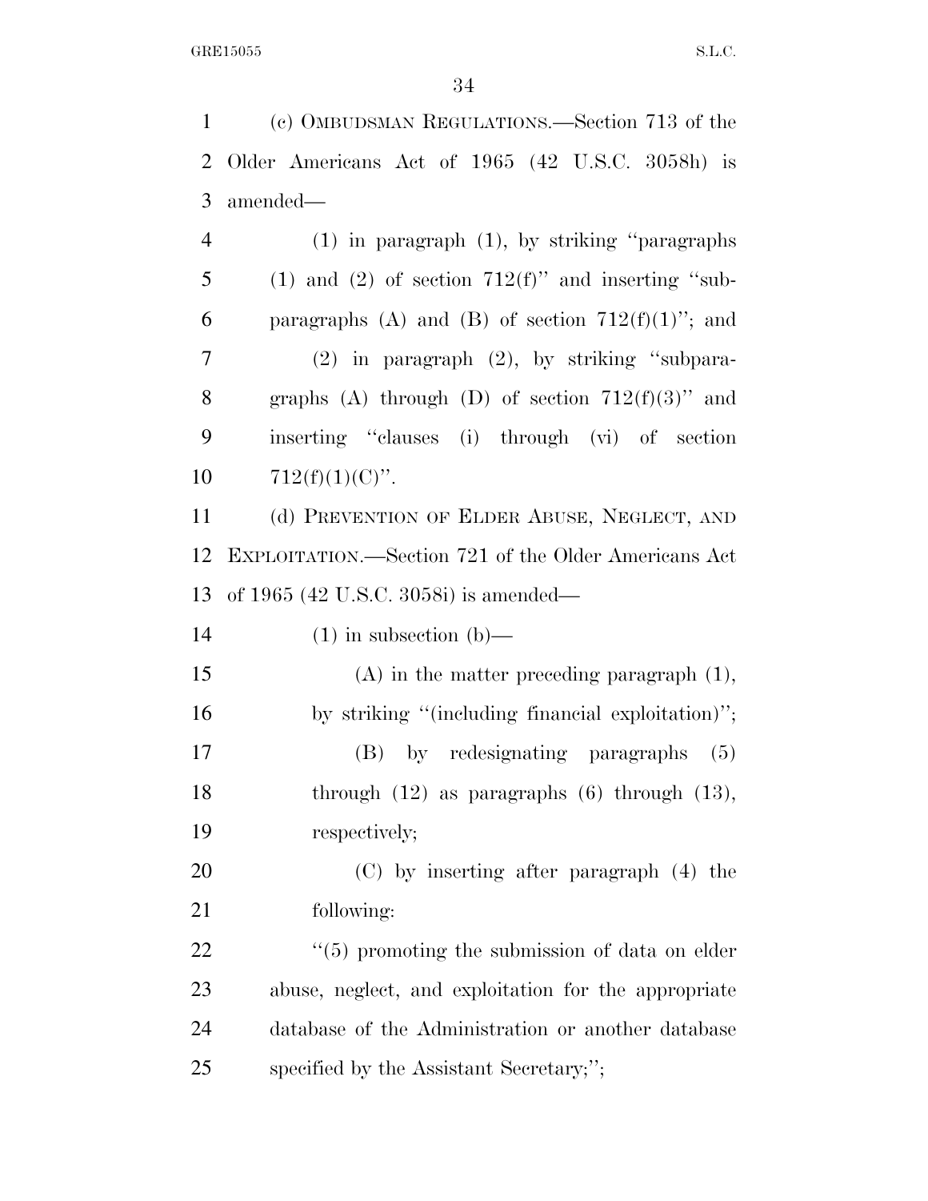(c) OMBUDSMAN REGULATIONS.—Section 713 of the Older Americans Act of 1965 (42 U.S.C. 3058h) is amended—

(1) in paragraph (1), by striking "paragraphs (1) and (2) of section 712(f)" and inserting "subparagraphs (A) and (B) of section 712(f)(1)"; and

(2) in paragraph (2), by striking "subparagraphs (A) through (D) of section 712(f)(3)" and inserting "clauses (i) through (vi) of section 712(f)(1)(C)".

(d) PREVENTION OF ELDER ABUSE, NEGLECT, AND EXPLOITATION.—Section 721 of the Older Americans Act of 1965 (42 U.S.C. 3058i) is amended—

(1) in subsection (b)—

(A) in the matter preceding paragraph (1), by striking "(including financial exploitation)";

(B) by redesignating paragraphs (5) through (12) as paragraphs (6) through (13), respectively;

(C) by inserting after paragraph (4) the following:

"(5) promoting the submission of data on elder abuse, neglect, and exploitation for the appropriate database of the Administration or another database specified by the Assistant Secretary;";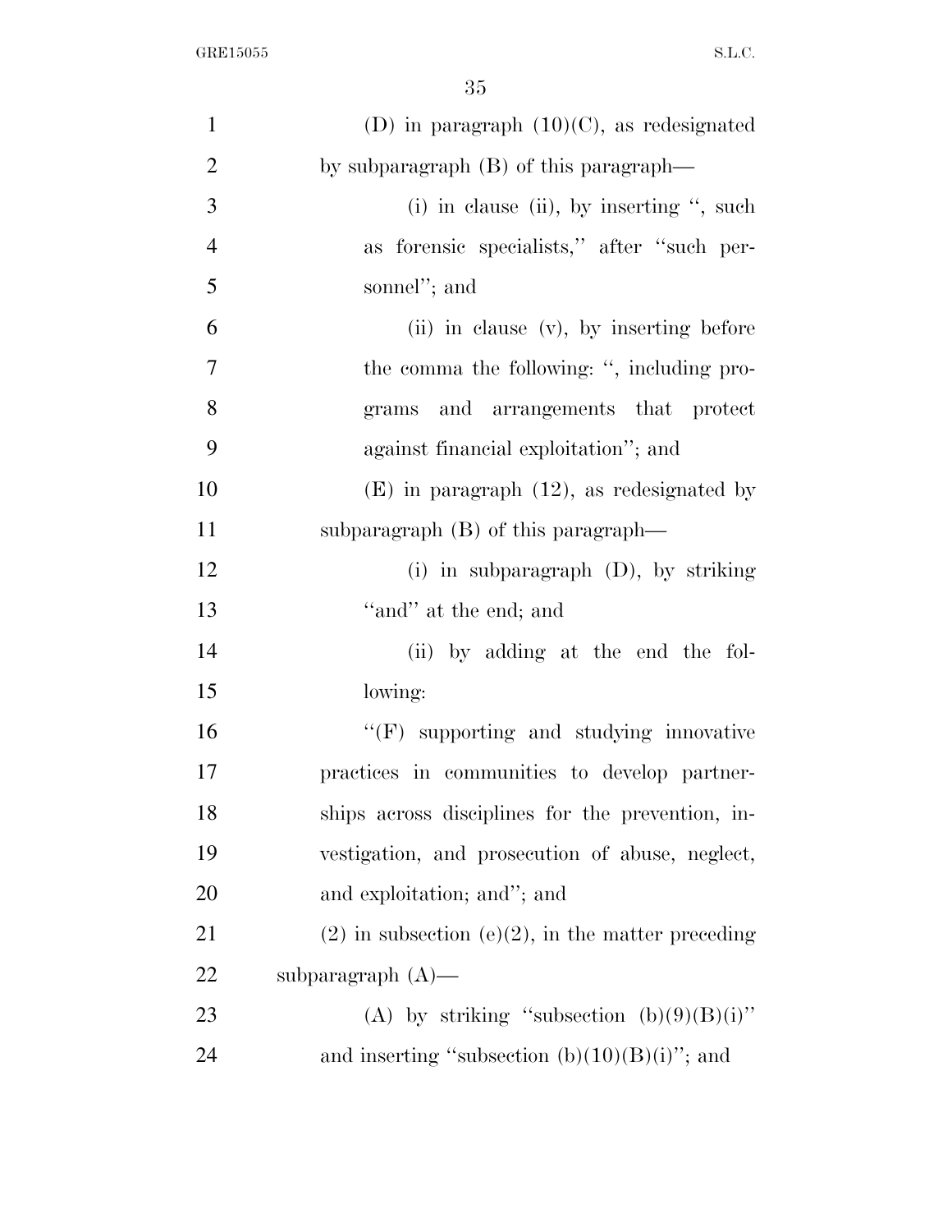(D) in paragraph (10)(C), as redesignated by subparagraph (B) of this paragraph—

(i) in clause (ii), by inserting ", such as forensic specialists," after "such personnel"; and

(ii) in clause (v), by inserting before the comma the following: ", including programs and arrangements that protect against financial exploitation"; and

(E) in paragraph (12), as redesignated by subparagraph (B) of this paragraph—

(i) in subparagraph (D), by striking "and" at the end; and

(ii) by adding at the end the following:

"(F) supporting and studying innovative practices in communities to develop partnerships across disciplines for the prevention, investigation, and prosecution of abuse, neglect, and exploitation; and"; and

(2) in subsection (e)(2), in the matter preceding subparagraph (A)—

(A) by striking "subsection (b)(9)(B)(i)" and inserting "subsection (b)(10)(B)(i)"; and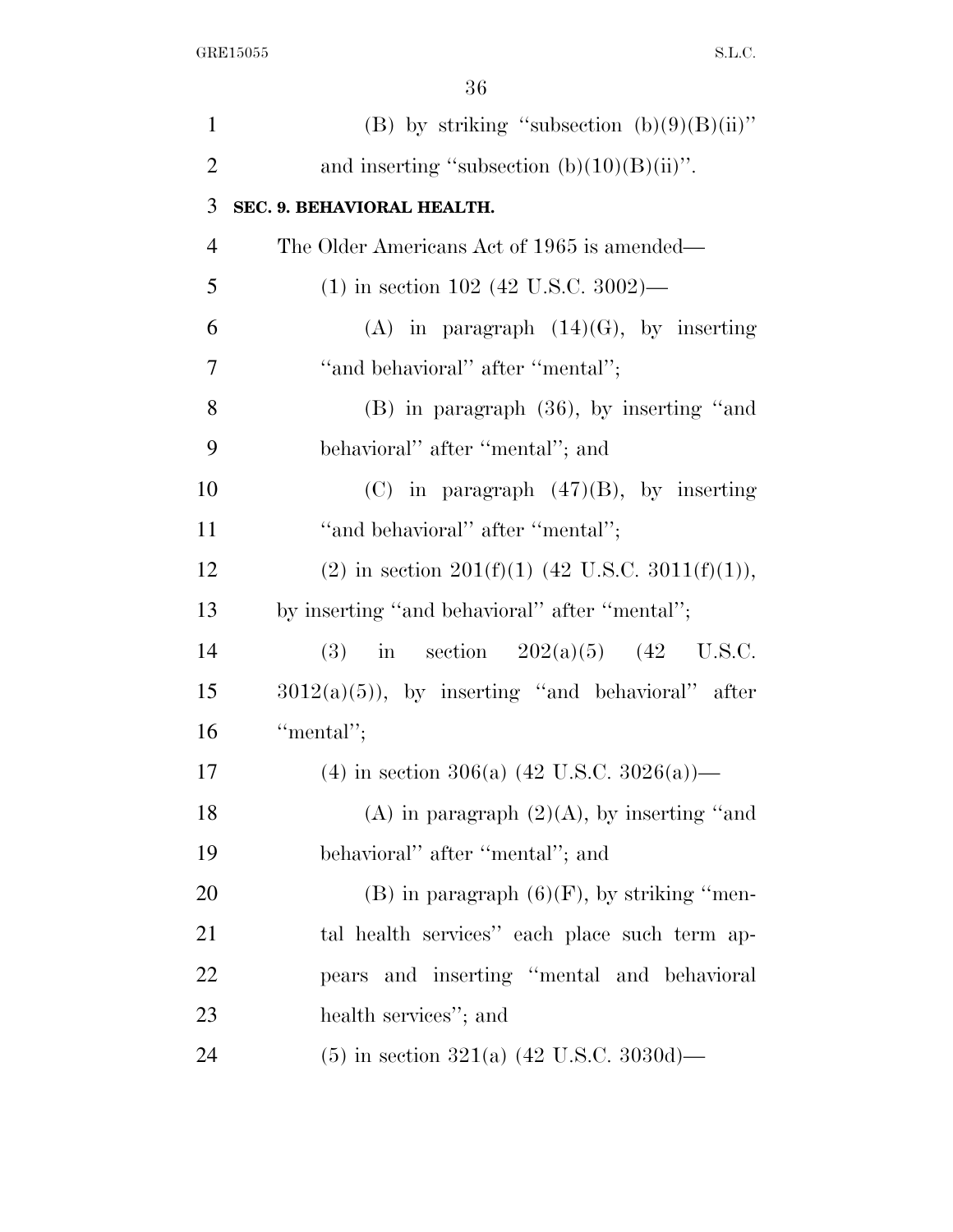(B) by striking "subsection (b)(9)(B)(ii)" and inserting "subsection (b)(10)(B)(ii)".

**SEC. 9. BEHAVIORAL HEALTH.**

The Older Americans Act of 1965 is amended—

(1) in section 102 (42 U.S.C. 3002)—

(A) in paragraph (14)(G), by inserting "and behavioral" after "mental";

(B) in paragraph (36), by inserting "and behavioral" after "mental"; and

(C) in paragraph (47)(B), by inserting "and behavioral" after "mental";

(2) in section 201(f)(1) (42 U.S.C. 3011(f)(1)), by inserting "and behavioral" after "mental";

(3) in section 202(a)(5) (42 U.S.C. 3012(a)(5)), by inserting "and behavioral" after "mental";

(4) in section 306(a) (42 U.S.C. 3026(a))—

(A) in paragraph (2)(A), by inserting "and behavioral" after "mental"; and

(B) in paragraph (6)(F), by striking "mental health services" each place such term appears and inserting "mental and behavioral health services"; and

(5) in section 321(a) (42 U.S.C. 3030d)—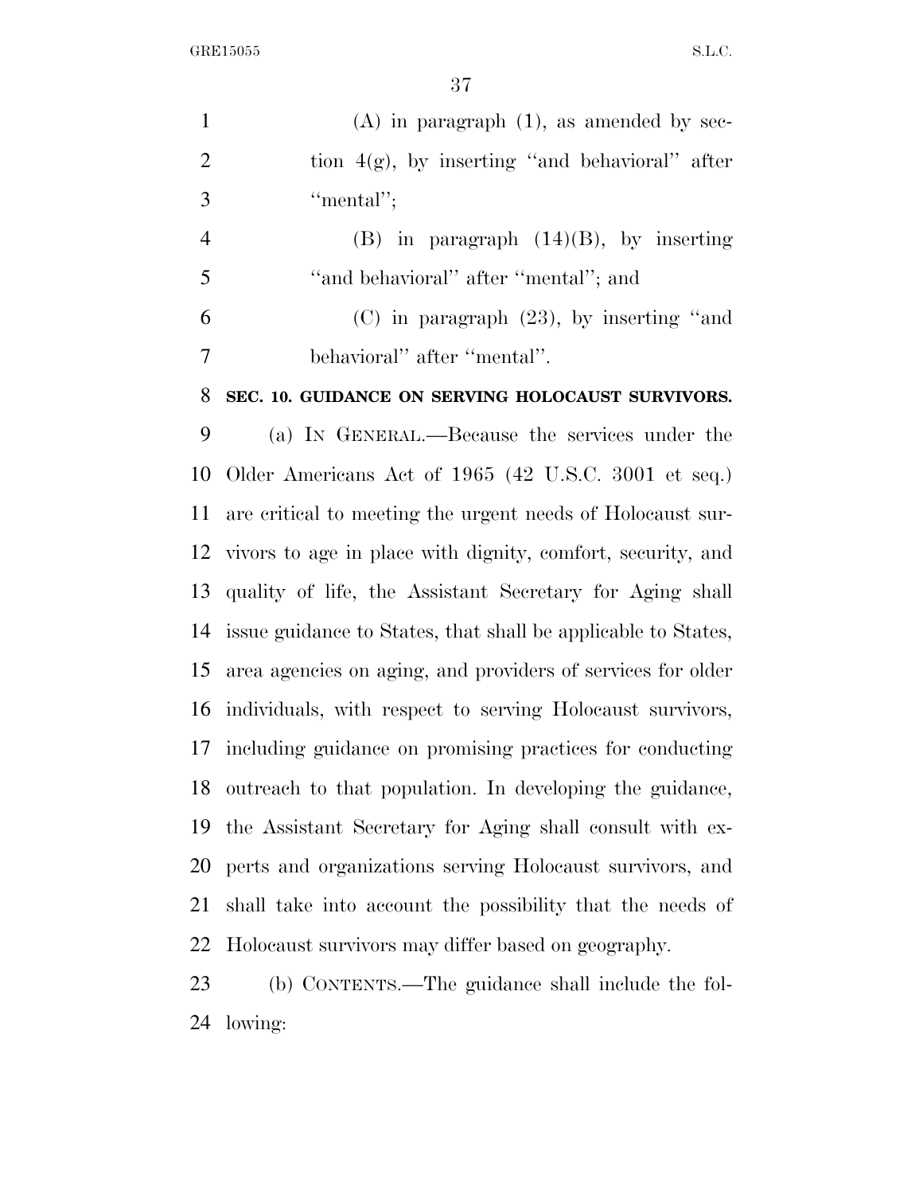(A) in paragraph (1), as amended by section 4(g), by inserting ''and behavioral'' after ''mental'';

(B) in paragraph (14)(B), by inserting ''and behavioral'' after ''mental''; and

(C) in paragraph (23), by inserting ''and behavioral'' after ''mental''.

**SEC. 10. GUIDANCE ON SERVING HOLOCAUST SURVIVORS.**

(a) IN GENERAL.—Because the services under the Older Americans Act of 1965 (42 U.S.C. 3001 et seq.) are critical to meeting the urgent needs of Holocaust survivors to age in place with dignity, comfort, security, and quality of life, the Assistant Secretary for Aging shall issue guidance to States, that shall be applicable to States, area agencies on aging, and providers of services for older individuals, with respect to serving Holocaust survivors, including guidance on promising practices for conducting outreach to that population. In developing the guidance, the Assistant Secretary for Aging shall consult with experts and organizations serving Holocaust survivors, and shall take into account the possibility that the needs of Holocaust survivors may differ based on geography.

(b) CONTENTS.—The guidance shall include the following: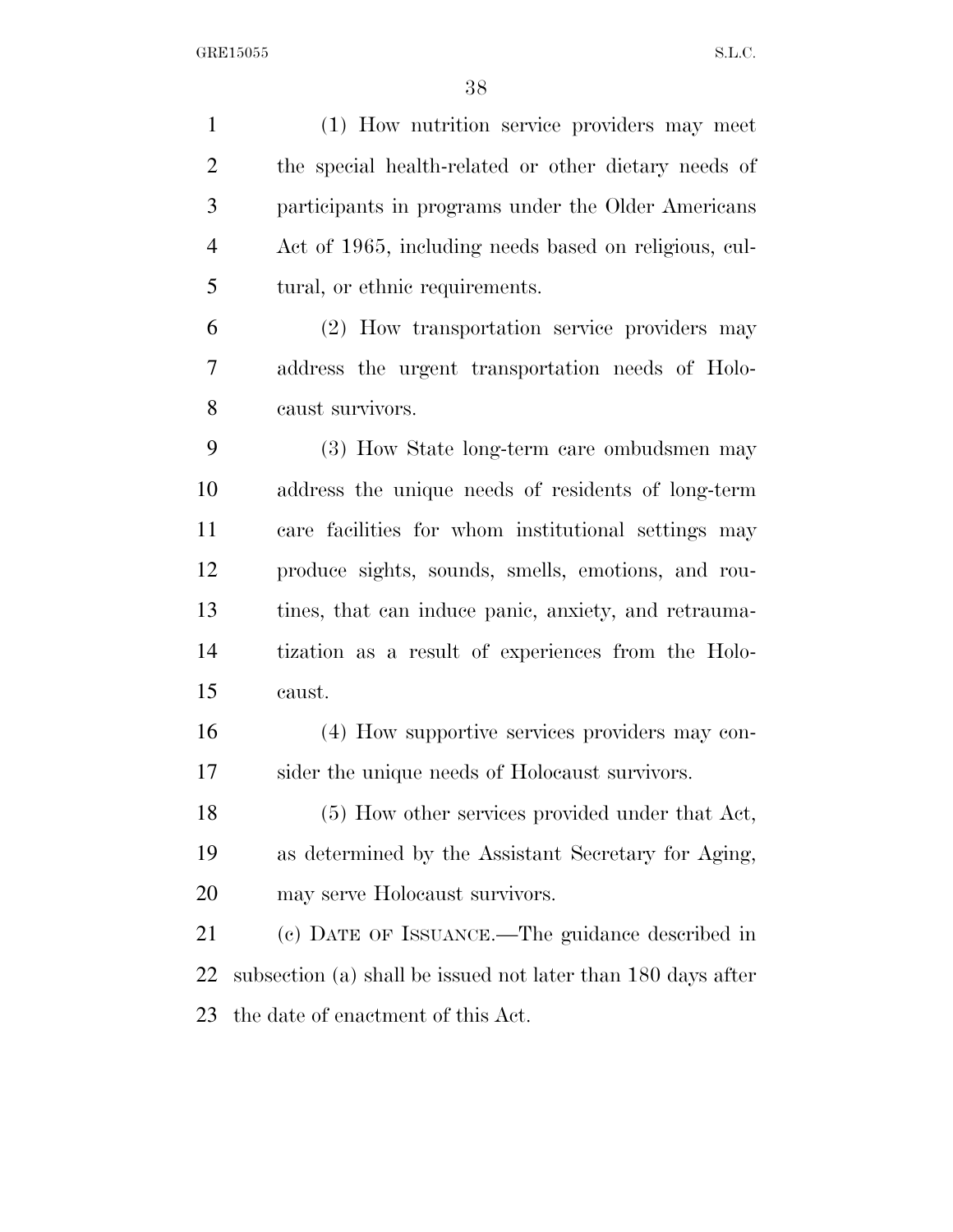(1) How nutrition service providers may meet the special health-related or other dietary needs of participants in programs under the Older Americans Act of 1965, including needs based on religious, cultural, or ethnic requirements.

(2) How transportation service providers may address the urgent transportation needs of Holocaust survivors.

(3) How State long-term care ombudsmen may address the unique needs of residents of long-term care facilities for whom institutional settings may produce sights, sounds, smells, emotions, and routines, that can induce panic, anxiety, and retraumatization as a result of experiences from the Holocaust.

(4) How supportive services providers may consider the unique needs of Holocaust survivors.

(5) How other services provided under that Act, as determined by the Assistant Secretary for Aging, may serve Holocaust survivors.

(c) DATE OF ISSUANCE.—The guidance described in subsection (a) shall be issued not later than 180 days after the date of enactment of this Act.